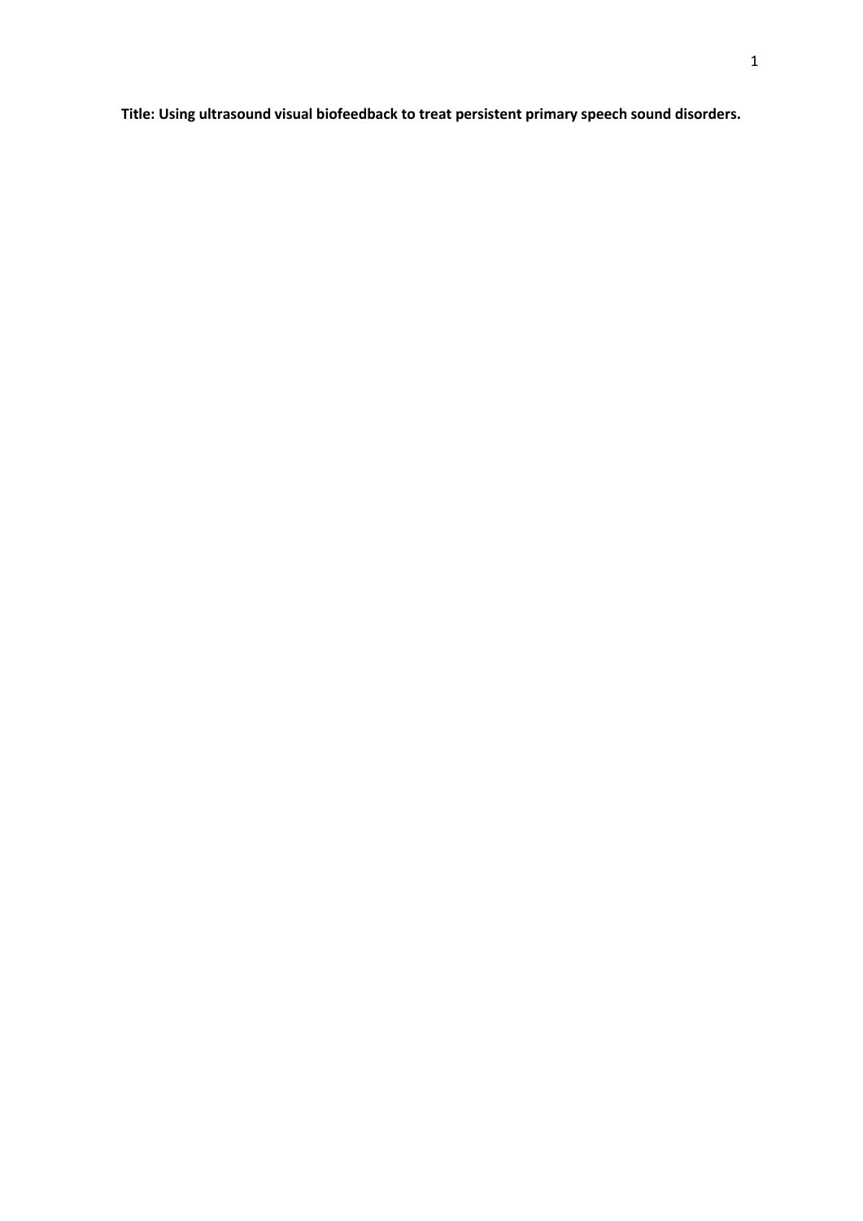**Title: Using ultrasound visual biofeedback to treat persistent primary speech sound disorders.**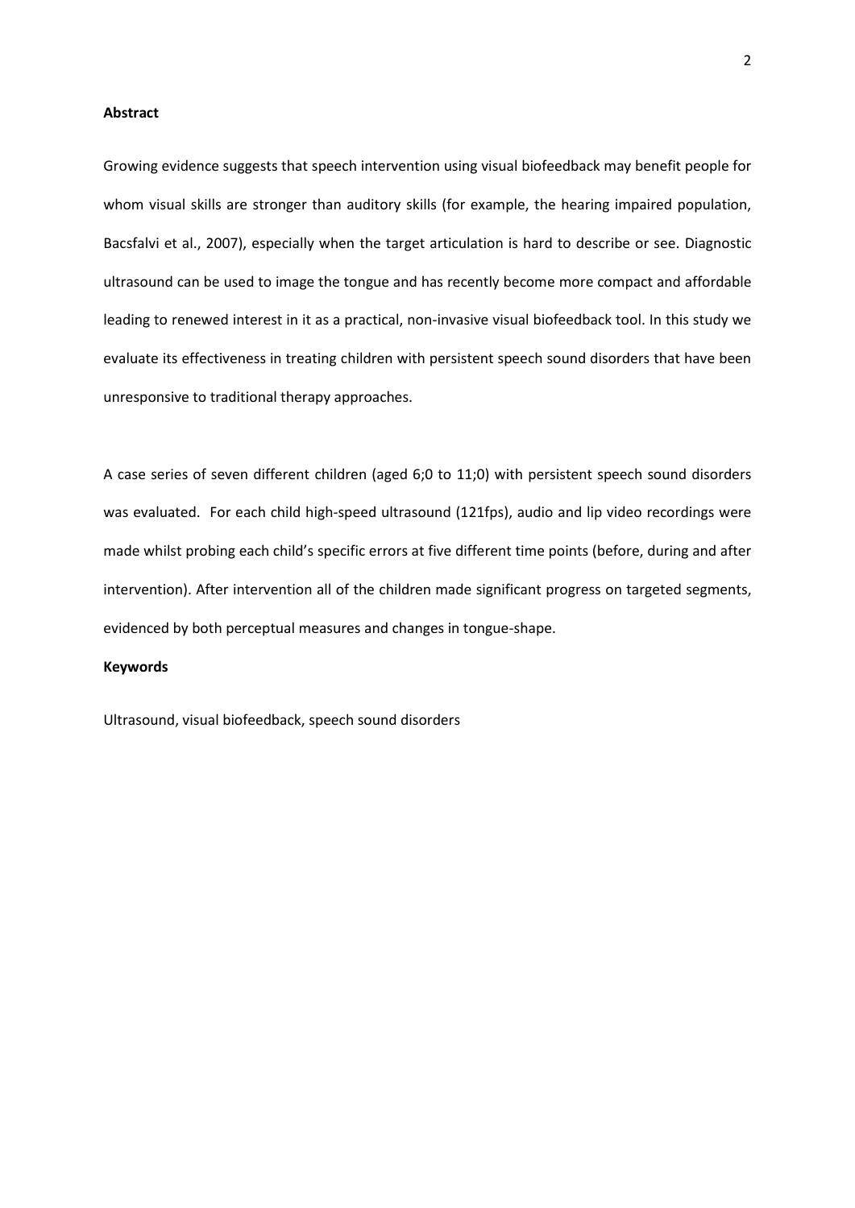**Abstract**

Growing evidence suggests that speech intervention using visual biofeedback may benefit people for whom visual skills are stronger than auditory skills (for example, the hearing impaired population, Bacsfalvi et al., 2007), especially when the target articulation is hard to describe or see. Diagnostic ultrasound can be used to image the tongue and has recently become more compact and affordable leading to renewed interest in it as a practical, non-invasive visual biofeedback tool. In this study we evaluate its effectiveness in treating children with persistent speech sound disorders that have been unresponsive to traditional therapy approaches.

A case series of seven different children (aged 6;0 to 11;0) with persistent speech sound disorders was evaluated. For each child high-speed ultrasound (121fps), audio and lip video recordings were made whilst probing each child's specific errors at five different time points (before, during and after intervention). After intervention all of the children made significant progress on targeted segments, evidenced by both perceptual measures and changes in tongue-shape.

**Keywords**

Ultrasound, visual biofeedback, speech sound disorders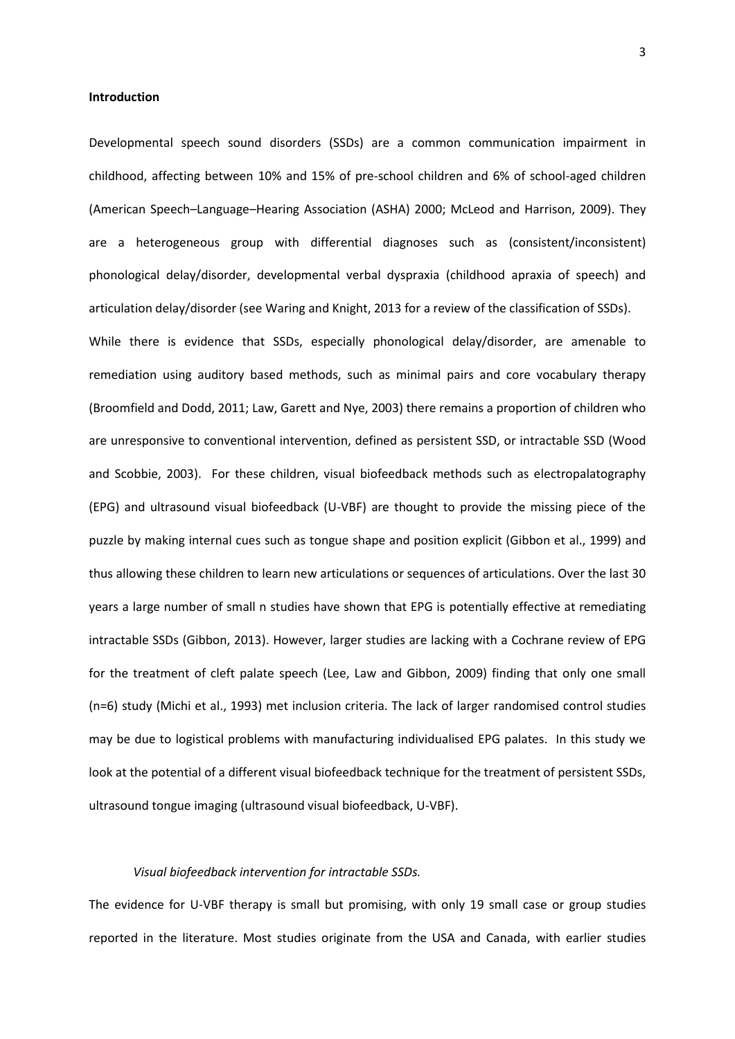## Introduction

Developmental speech sound disorders (SSDs) are a common communication impairment in childhood, affecting between 10% and 15% of pre-school children and 6% of school-aged children (American Speech–Language–Hearing Association (ASHA) 2000; McLeod and Harrison, 2009). They are a heterogeneous group with differential diagnoses such as (consistent/inconsistent) phonological delay/disorder, developmental verbal dyspraxia (childhood apraxia of speech) and articulation delay/disorder (see Waring and Knight, 2013 for a review of the classification of SSDs).

While there is evidence that SSDs, especially phonological delay/disorder, are amenable to remediation using auditory based methods, such as minimal pairs and core vocabulary therapy (Broomfield and Dodd, 2011; Law, Garett and Nye, 2003) there remains a proportion of children who are unresponsive to conventional intervention, defined as persistent SSD, or intractable SSD (Wood and Scobbie, 2003). For these children, visual biofeedback methods such as electropalatography (EPG) and ultrasound visual biofeedback (U-VBF) are thought to provide the missing piece of the puzzle by making internal cues such as tongue shape and position explicit (Gibbon et al., 1999) and thus allowing these children to learn new articulations or sequences of articulations. Over the last 30 years a large number of small n studies have shown that EPG is potentially effective at remediating intractable SSDs (Gibbon, 2013). However, larger studies are lacking with a Cochrane review of EPG for the treatment of cleft palate speech (Lee, Law and Gibbon, 2009) finding that only one small (n=6) study (Michi et al., 1993) met inclusion criteria. The lack of larger randomised control studies may be due to logistical problems with manufacturing individualised EPG palates. In this study we look at the potential of a different visual biofeedback technique for the treatment of persistent SSDs, ultrasound tongue imaging (ultrasound visual biofeedback, U-VBF).

### *Visual biofeedback intervention for intractable SSDs.*

The evidence for U-VBF therapy is small but promising, with only 19 small case or group studies reported in the literature. Most studies originate from the USA and Canada, with earlier studies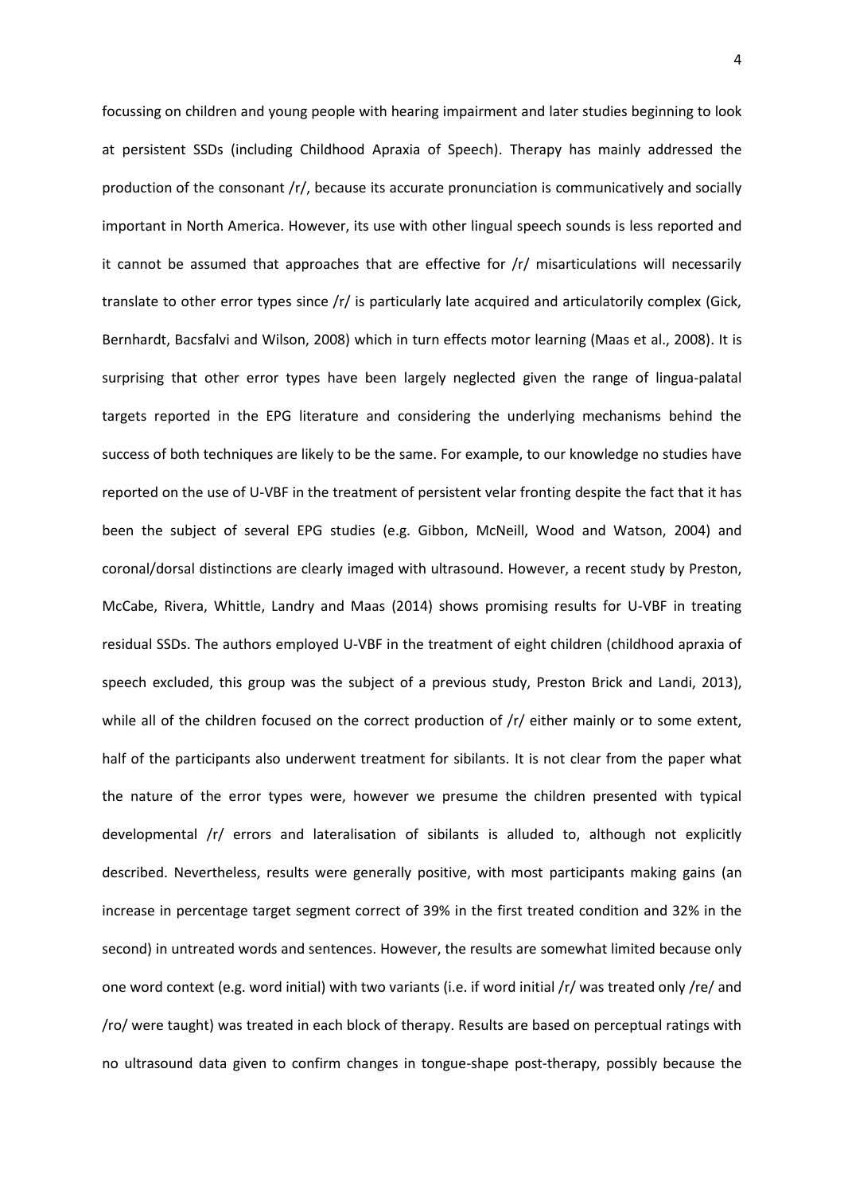focussing on children and young people with hearing impairment and later studies beginning to look at persistent SSDs (including Childhood Apraxia of Speech). Therapy has mainly addressed the production of the consonant /r/, because its accurate pronunciation is communicatively and socially important in North America. However, its use with other lingual speech sounds is less reported and it cannot be assumed that approaches that are effective for /r/ misarticulations will necessarily translate to other error types since /r/ is particularly late acquired and articulatorily complex (Gick, Bernhardt, Bacsfalvi and Wilson, 2008) which in turn effects motor learning (Maas et al., 2008). It is surprising that other error types have been largely neglected given the range of lingua-palatal targets reported in the EPG literature and considering the underlying mechanisms behind the success of both techniques are likely to be the same. For example, to our knowledge no studies have reported on the use of U-VBF in the treatment of persistent velar fronting despite the fact that it has been the subject of several EPG studies (e.g. Gibbon, McNeill, Wood and Watson, 2004) and coronal/dorsal distinctions are clearly imaged with ultrasound. However, a recent study by Preston, McCabe, Rivera, Whittle, Landry and Maas (2014) shows promising results for U-VBF in treating residual SSDs. The authors employed U-VBF in the treatment of eight children (childhood apraxia of speech excluded, this group was the subject of a previous study, Preston Brick and Landi, 2013), while all of the children focused on the correct production of /r/ either mainly or to some extent, half of the participants also underwent treatment for sibilants. It is not clear from the paper what the nature of the error types were, however we presume the children presented with typical developmental /r/ errors and lateralisation of sibilants is alluded to, although not explicitly described. Nevertheless, results were generally positive, with most participants making gains (an increase in percentage target segment correct of 39% in the first treated condition and 32% in the second) in untreated words and sentences. However, the results are somewhat limited because only one word context (e.g. word initial) with two variants (i.e. if word initial /r/ was treated only /re/ and /ro/ were taught) was treated in each block of therapy. Results are based on perceptual ratings with no ultrasound data given to confirm changes in tongue-shape post-therapy, possibly because the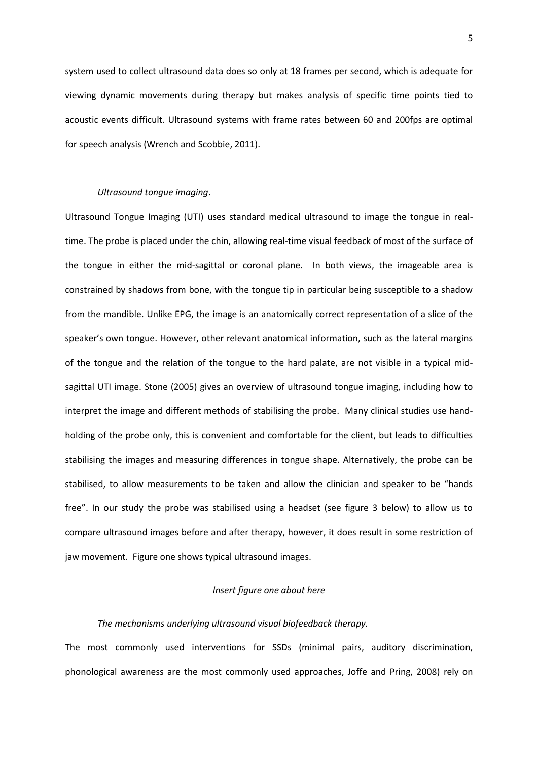system used to collect ultrasound data does so only at 18 frames per second, which is adequate for viewing dynamic movements during therapy but makes analysis of specific time points tied to acoustic events difficult. Ultrasound systems with frame rates between 60 and 200fps are optimal for speech analysis (Wrench and Scobbie, 2011).

*Ultrasound tongue imaging*.

Ultrasound Tongue Imaging (UTI) uses standard medical ultrasound to image the tongue in real-time. The probe is placed under the chin, allowing real-time visual feedback of most of the surface of the tongue in either the mid-sagittal or coronal plane. In both views, the imageable area is constrained by shadows from bone, with the tongue tip in particular being susceptible to a shadow from the mandible. Unlike EPG, the image is an anatomically correct representation of a slice of the speaker's own tongue. However, other relevant anatomical information, such as the lateral margins of the tongue and the relation of the tongue to the hard palate, are not visible in a typical mid-sagittal UTI image. Stone (2005) gives an overview of ultrasound tongue imaging, including how to interpret the image and different methods of stabilising the probe. Many clinical studies use hand-holding of the probe only, this is convenient and comfortable for the client, but leads to difficulties stabilising the images and measuring differences in tongue shape. Alternatively, the probe can be stabilised, to allow measurements to be taken and allow the clinician and speaker to be "hands free". In our study the probe was stabilised using a headset (see figure 3 below) to allow us to compare ultrasound images before and after therapy, however, it does result in some restriction of jaw movement. Figure one shows typical ultrasound images.

*Insert figure one about here*

*The mechanisms underlying ultrasound visual biofeedback therapy.*

The most commonly used interventions for SSDs (minimal pairs, auditory discrimination, phonological awareness are the most commonly used approaches, Joffe and Pring, 2008) rely on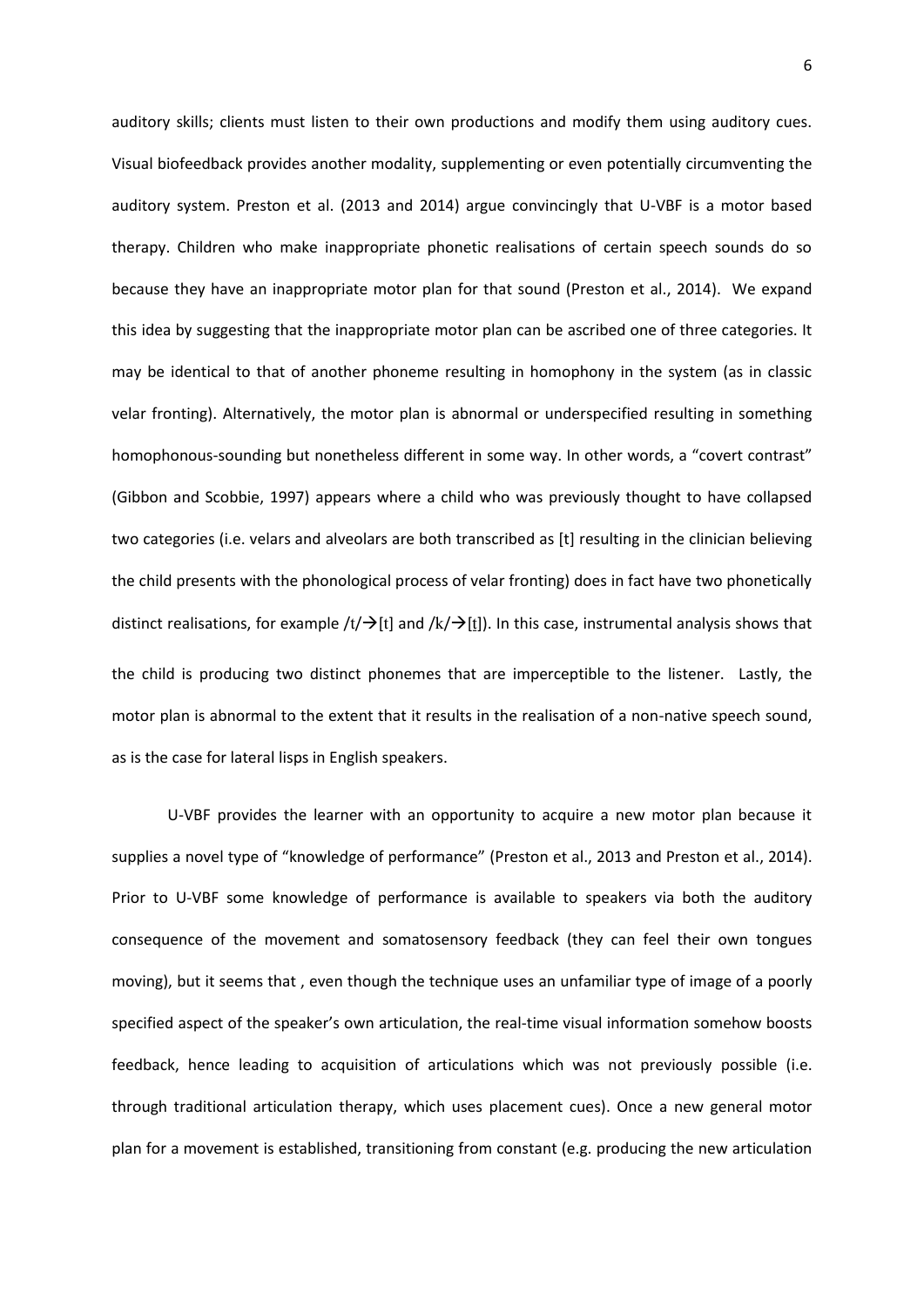auditory skills; clients must listen to their own productions and modify them using auditory cues. Visual biofeedback provides another modality, supplementing or even potentially circumventing the auditory system. Preston et al. (2013 and 2014) argue convincingly that U-VBF is a motor based therapy. Children who make inappropriate phonetic realisations of certain speech sounds do so because they have an inappropriate motor plan for that sound (Preston et al., 2014). We expand this idea by suggesting that the inappropriate motor plan can be ascribed one of three categories. It may be identical to that of another phoneme resulting in homophony in the system (as in classic velar fronting). Alternatively, the motor plan is abnormal or underspecified resulting in something homophonous-sounding but nonetheless different in some way. In other words, a "covert contrast" (Gibbon and Scobbie, 1997) appears where a child who was previously thought to have collapsed two categories (i.e. velars and alveolars are both transcribed as [t] resulting in the clinician believing the child presents with the phonological process of velar fronting) does in fact have two phonetically distinct realisations, for example /t/→[t] and /k/→[t̠]). In this case, instrumental analysis shows that the child is producing two distinct phonemes that are imperceptible to the listener. Lastly, the motor plan is abnormal to the extent that it results in the realisation of a non-native speech sound, as is the case for lateral lisps in English speakers.

U-VBF provides the learner with an opportunity to acquire a new motor plan because it supplies a novel type of "knowledge of performance" (Preston et al., 2013 and Preston et al., 2014). Prior to U-VBF some knowledge of performance is available to speakers via both the auditory consequence of the movement and somatosensory feedback (they can feel their own tongues moving), but it seems that , even though the technique uses an unfamiliar type of image of a poorly specified aspect of the speaker's own articulation, the real-time visual information somehow boosts feedback, hence leading to acquisition of articulations which was not previously possible (i.e. through traditional articulation therapy, which uses placement cues). Once a new general motor plan for a movement is established, transitioning from constant (e.g. producing the new articulation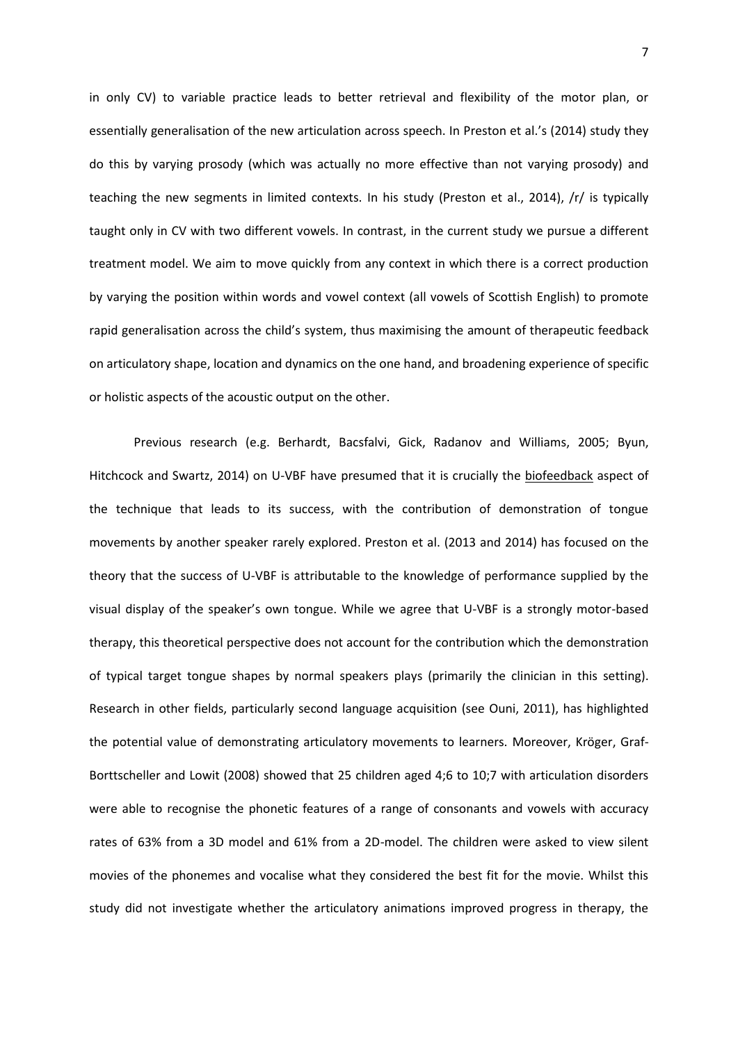in only CV) to variable practice leads to better retrieval and flexibility of the motor plan, or essentially generalisation of the new articulation across speech. In Preston et al.'s (2014) study they do this by varying prosody (which was actually no more effective than not varying prosody) and teaching the new segments in limited contexts. In his study (Preston et al., 2014), /r/ is typically taught only in CV with two different vowels. In contrast, in the current study we pursue a different treatment model. We aim to move quickly from any context in which there is a correct production by varying the position within words and vowel context (all vowels of Scottish English) to promote rapid generalisation across the child's system, thus maximising the amount of therapeutic feedback on articulatory shape, location and dynamics on the one hand, and broadening experience of specific or holistic aspects of the acoustic output on the other.

Previous research (e.g. Berhardt, Bacsfalvi, Gick, Radanov and Williams, 2005; Byun, Hitchcock and Swartz, 2014) on U-VBF have presumed that it is crucially the <u>biofeedback</u> aspect of the technique that leads to its success, with the contribution of demonstration of tongue movements by another speaker rarely explored. Preston et al. (2013 and 2014) has focused on the theory that the success of U-VBF is attributable to the knowledge of performance supplied by the visual display of the speaker's own tongue. While we agree that U-VBF is a strongly motor-based therapy, this theoretical perspective does not account for the contribution which the demonstration of typical target tongue shapes by normal speakers plays (primarily the clinician in this setting). Research in other fields, particularly second language acquisition (see Ouni, 2011), has highlighted the potential value of demonstrating articulatory movements to learners. Moreover, Kröger, Graf-Borttscheller and Lowit (2008) showed that 25 children aged 4;6 to 10;7 with articulation disorders were able to recognise the phonetic features of a range of consonants and vowels with accuracy rates of 63% from a 3D model and 61% from a 2D-model. The children were asked to view silent movies of the phonemes and vocalise what they considered the best fit for the movie. Whilst this study did not investigate whether the articulatory animations improved progress in therapy, the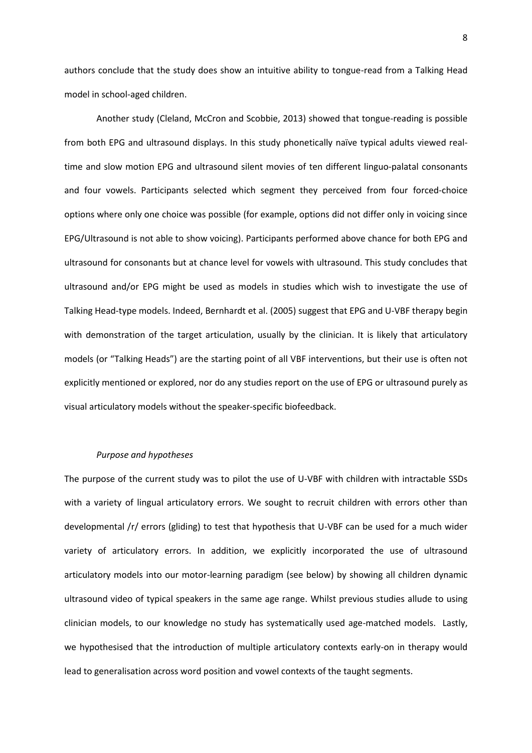authors conclude that the study does show an intuitive ability to tongue-read from a Talking Head model in school-aged children.

Another study (Cleland, McCron and Scobbie, 2013) showed that tongue-reading is possible from both EPG and ultrasound displays. In this study phonetically naïve typical adults viewed real-time and slow motion EPG and ultrasound silent movies of ten different linguo-palatal consonants and four vowels. Participants selected which segment they perceived from four forced-choice options where only one choice was possible (for example, options did not differ only in voicing since EPG/Ultrasound is not able to show voicing). Participants performed above chance for both EPG and ultrasound for consonants but at chance level for vowels with ultrasound. This study concludes that ultrasound and/or EPG might be used as models in studies which wish to investigate the use of Talking Head-type models. Indeed, Bernhardt et al. (2005) suggest that EPG and U-VBF therapy begin with demonstration of the target articulation, usually by the clinician. It is likely that articulatory models (or "Talking Heads") are the starting point of all VBF interventions, but their use is often not explicitly mentioned or explored, nor do any studies report on the use of EPG or ultrasound purely as visual articulatory models without the speaker-specific biofeedback.

*Purpose and hypotheses*

The purpose of the current study was to pilot the use of U-VBF with children with intractable SSDs with a variety of lingual articulatory errors. We sought to recruit children with errors other than developmental /r/ errors (gliding) to test that hypothesis that U-VBF can be used for a much wider variety of articulatory errors. In addition, we explicitly incorporated the use of ultrasound articulatory models into our motor-learning paradigm (see below) by showing all children dynamic ultrasound video of typical speakers in the same age range. Whilst previous studies allude to using clinician models, to our knowledge no study has systematically used age-matched models. Lastly, we hypothesised that the introduction of multiple articulatory contexts early-on in therapy would lead to generalisation across word position and vowel contexts of the taught segments.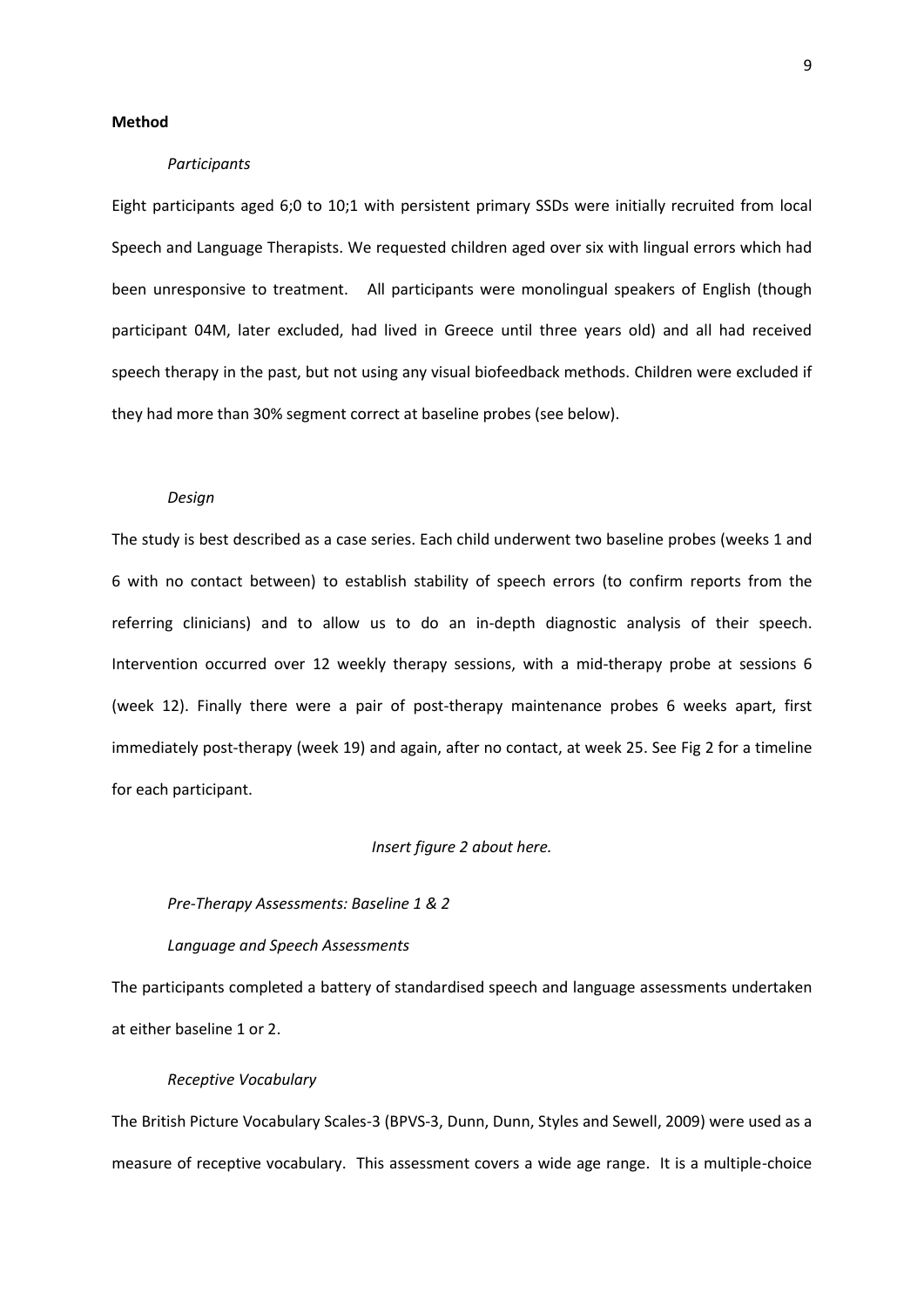**Method**

*Participants*

Eight participants aged 6;0 to 10;1 with persistent primary SSDs were initially recruited from local Speech and Language Therapists. We requested children aged over six with lingual errors which had been unresponsive to treatment. All participants were monolingual speakers of English (though participant 04M, later excluded, had lived in Greece until three years old) and all had received speech therapy in the past, but not using any visual biofeedback methods. Children were excluded if they had more than 30% segment correct at baseline probes (see below).

*Design*

The study is best described as a case series. Each child underwent two baseline probes (weeks 1 and 6 with no contact between) to establish stability of speech errors (to confirm reports from the referring clinicians) and to allow us to do an in-depth diagnostic analysis of their speech. Intervention occurred over 12 weekly therapy sessions, with a mid-therapy probe at sessions 6 (week 12). Finally there were a pair of post-therapy maintenance probes 6 weeks apart, first immediately post-therapy (week 19) and again, after no contact, at week 25. See Fig 2 for a timeline for each participant.

*Insert figure 2 about here.*

*Pre-Therapy Assessments: Baseline 1 & 2*

*Language and Speech Assessments*

The participants completed a battery of standardised speech and language assessments undertaken at either baseline 1 or 2.

*Receptive Vocabulary*

The British Picture Vocabulary Scales-3 (BPVS-3, Dunn, Dunn, Styles and Sewell, 2009) were used as a measure of receptive vocabulary. This assessment covers a wide age range. It is a multiple-choice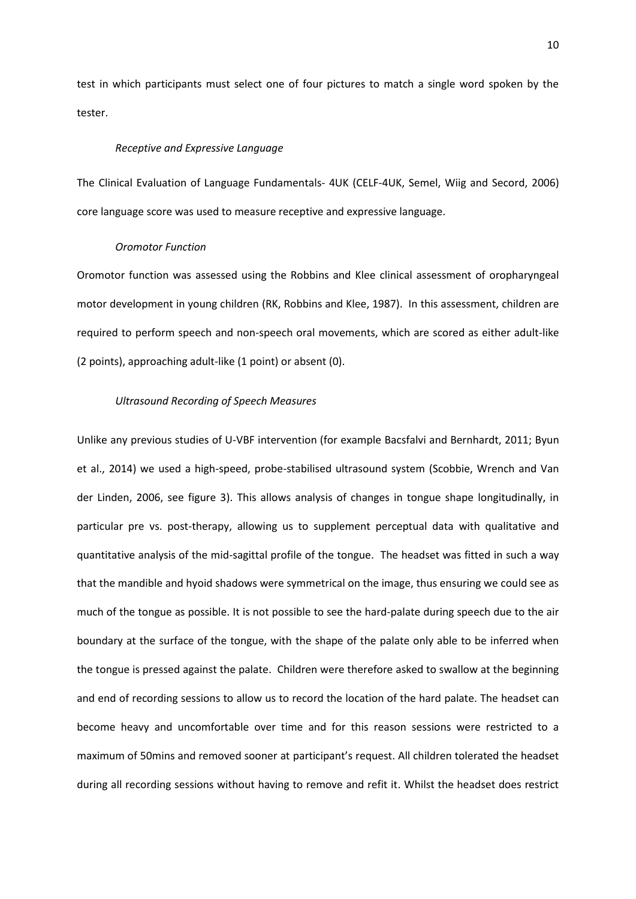test in which participants must select one of four pictures to match a single word spoken by the tester.

#### *Receptive and Expressive Language*

The Clinical Evaluation of Language Fundamentals- 4UK (CELF-4UK, Semel, Wiig and Secord, 2006) core language score was used to measure receptive and expressive language.

#### *Oromotor Function*

Oromotor function was assessed using the Robbins and Klee clinical assessment of oropharyngeal motor development in young children (RK, Robbins and Klee, 1987). In this assessment, children are required to perform speech and non-speech oral movements, which are scored as either adult-like (2 points), approaching adult-like (1 point) or absent (0).

#### *Ultrasound Recording of Speech Measures*

Unlike any previous studies of U-VBF intervention (for example Bacsfalvi and Bernhardt, 2011; Byun et al., 2014) we used a high-speed, probe-stabilised ultrasound system (Scobbie, Wrench and Van der Linden, 2006, see figure 3). This allows analysis of changes in tongue shape longitudinally, in particular pre vs. post-therapy, allowing us to supplement perceptual data with qualitative and quantitative analysis of the mid-sagittal profile of the tongue. The headset was fitted in such a way that the mandible and hyoid shadows were symmetrical on the image, thus ensuring we could see as much of the tongue as possible. It is not possible to see the hard-palate during speech due to the air boundary at the surface of the tongue, with the shape of the palate only able to be inferred when the tongue is pressed against the palate. Children were therefore asked to swallow at the beginning and end of recording sessions to allow us to record the location of the hard palate. The headset can become heavy and uncomfortable over time and for this reason sessions were restricted to a maximum of 50mins and removed sooner at participant's request. All children tolerated the headset during all recording sessions without having to remove and refit it. Whilst the headset does restrict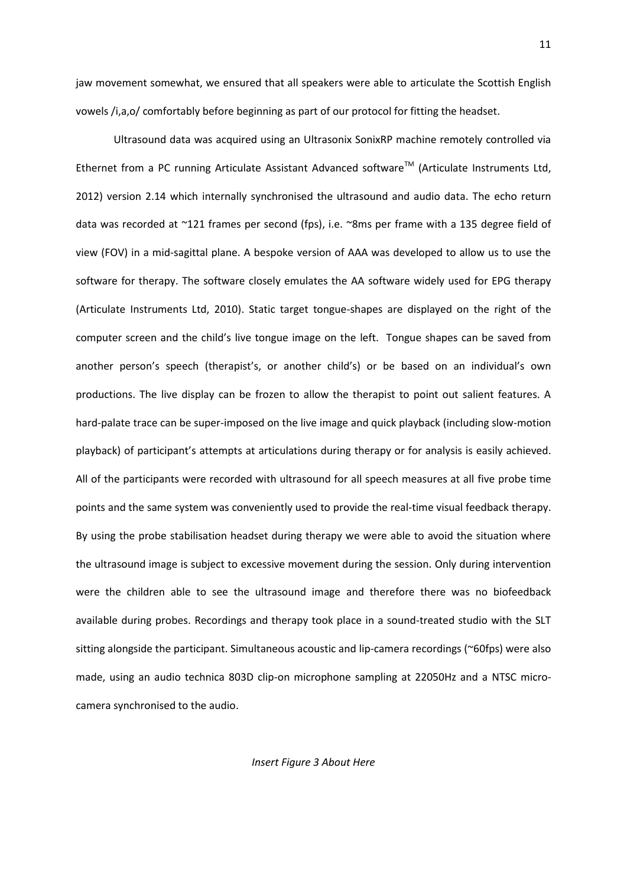jaw movement somewhat, we ensured that all speakers were able to articulate the Scottish English vowels /i,a,o/ comfortably before beginning as part of our protocol for fitting the headset.

Ultrasound data was acquired using an Ultrasonix SonixRP machine remotely controlled via Ethernet from a PC running Articulate Assistant Advanced software™ (Articulate Instruments Ltd, 2012) version 2.14 which internally synchronised the ultrasound and audio data. The echo return data was recorded at ~121 frames per second (fps), i.e. ~8ms per frame with a 135 degree field of view (FOV) in a mid-sagittal plane. A bespoke version of AAA was developed to allow us to use the software for therapy. The software closely emulates the AA software widely used for EPG therapy (Articulate Instruments Ltd, 2010). Static target tongue-shapes are displayed on the right of the computer screen and the child's live tongue image on the left. Tongue shapes can be saved from another person's speech (therapist's, or another child's) or be based on an individual's own productions. The live display can be frozen to allow the therapist to point out salient features. A hard-palate trace can be super-imposed on the live image and quick playback (including slow-motion playback) of participant's attempts at articulations during therapy or for analysis is easily achieved. All of the participants were recorded with ultrasound for all speech measures at all five probe time points and the same system was conveniently used to provide the real-time visual feedback therapy. By using the probe stabilisation headset during therapy we were able to avoid the situation where the ultrasound image is subject to excessive movement during the session. Only during intervention were the children able to see the ultrasound image and therefore there was no biofeedback available during probes. Recordings and therapy took place in a sound-treated studio with the SLT sitting alongside the participant. Simultaneous acoustic and lip-camera recordings (~60fps) were also made, using an audio technica 803D clip-on microphone sampling at 22050Hz and a NTSC micro-camera synchronised to the audio.

*Insert Figure 3 About Here*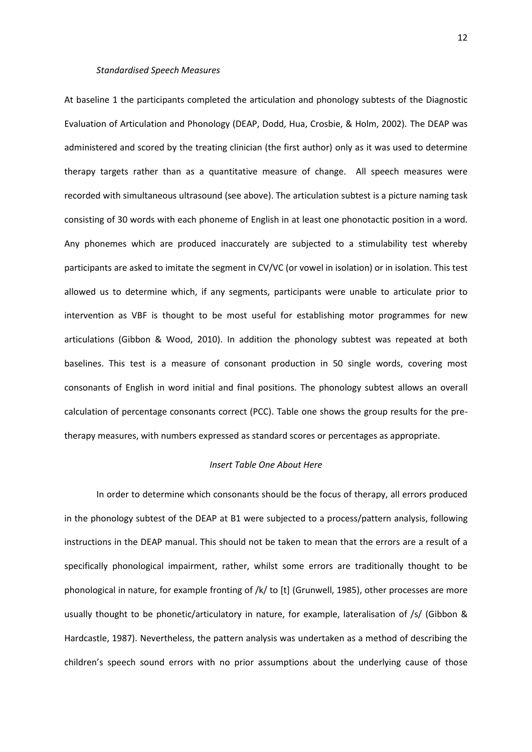*Standardised Speech Measures*

At baseline 1 the participants completed the articulation and phonology subtests of the Diagnostic Evaluation of Articulation and Phonology (DEAP, Dodd, Hua, Crosbie, & Holm, 2002). The DEAP was administered and scored by the treating clinician (the first author) only as it was used to determine therapy targets rather than as a quantitative measure of change. All speech measures were recorded with simultaneous ultrasound (see above). The articulation subtest is a picture naming task consisting of 30 words with each phoneme of English in at least one phonotactic position in a word. Any phonemes which are produced inaccurately are subjected to a stimulability test whereby participants are asked to imitate the segment in CV/VC (or vowel in isolation) or in isolation. This test allowed us to determine which, if any segments, participants were unable to articulate prior to intervention as VBF is thought to be most useful for establishing motor programmes for new articulations (Gibbon & Wood, 2010). In addition the phonology subtest was repeated at both baselines. This test is a measure of consonant production in 50 single words, covering most consonants of English in word initial and final positions. The phonology subtest allows an overall calculation of percentage consonants correct (PCC). Table one shows the group results for the pre-therapy measures, with numbers expressed as standard scores or percentages as appropriate.

*Insert Table One About Here*

In order to determine which consonants should be the focus of therapy, all errors produced in the phonology subtest of the DEAP at B1 were subjected to a process/pattern analysis, following instructions in the DEAP manual. This should not be taken to mean that the errors are a result of a specifically phonological impairment, rather, whilst some errors are traditionally thought to be phonological in nature, for example fronting of /k/ to [t] (Grunwell, 1985), other processes are more usually thought to be phonetic/articulatory in nature, for example, lateralisation of /s/ (Gibbon & Hardcastle, 1987). Nevertheless, the pattern analysis was undertaken as a method of describing the children's speech sound errors with no prior assumptions about the underlying cause of those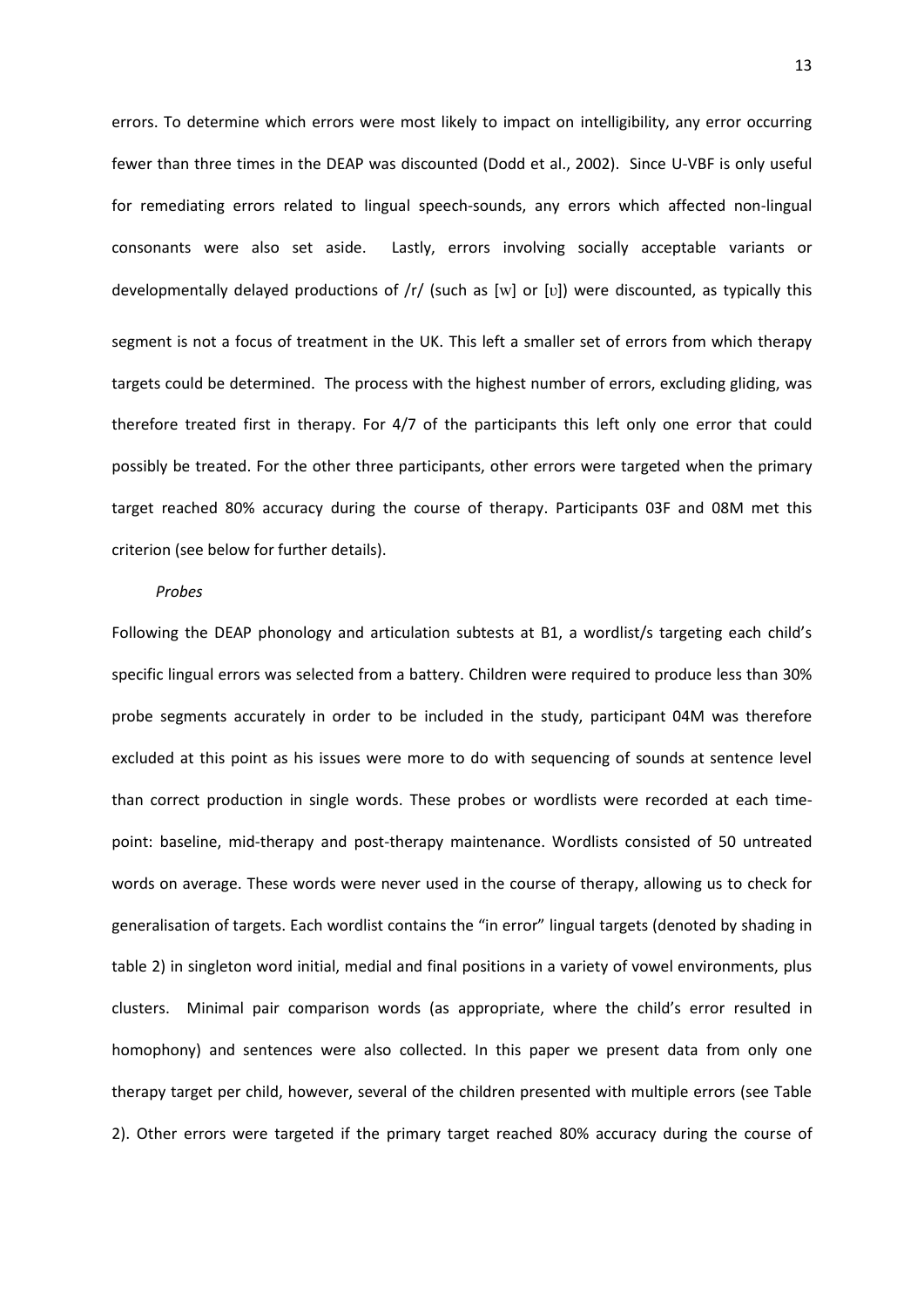errors. To determine which errors were most likely to impact on intelligibility, any error occurring fewer than three times in the DEAP was discounted (Dodd et al., 2002). Since U-VBF is only useful for remediating errors related to lingual speech-sounds, any errors which affected non-lingual consonants were also set aside. Lastly, errors involving socially acceptable variants or developmentally delayed productions of /r/ (such as [w] or [ʋ]) were discounted, as typically this segment is not a focus of treatment in the UK. This left a smaller set of errors from which therapy targets could be determined. The process with the highest number of errors, excluding gliding, was therefore treated first in therapy. For 4/7 of the participants this left only one error that could possibly be treated. For the other three participants, other errors were targeted when the primary target reached 80% accuracy during the course of therapy. Participants 03F and 08M met this criterion (see below for further details).

*Probes*

Following the DEAP phonology and articulation subtests at B1, a wordlist/s targeting each child's specific lingual errors was selected from a battery. Children were required to produce less than 30% probe segments accurately in order to be included in the study, participant 04M was therefore excluded at this point as his issues were more to do with sequencing of sounds at sentence level than correct production in single words. These probes or wordlists were recorded at each time-point: baseline, mid-therapy and post-therapy maintenance. Wordlists consisted of 50 untreated words on average. These words were never used in the course of therapy, allowing us to check for generalisation of targets. Each wordlist contains the "in error" lingual targets (denoted by shading in table 2) in singleton word initial, medial and final positions in a variety of vowel environments, plus clusters. Minimal pair comparison words (as appropriate, where the child's error resulted in homophony) and sentences were also collected. In this paper we present data from only one therapy target per child, however, several of the children presented with multiple errors (see Table 2). Other errors were targeted if the primary target reached 80% accuracy during the course of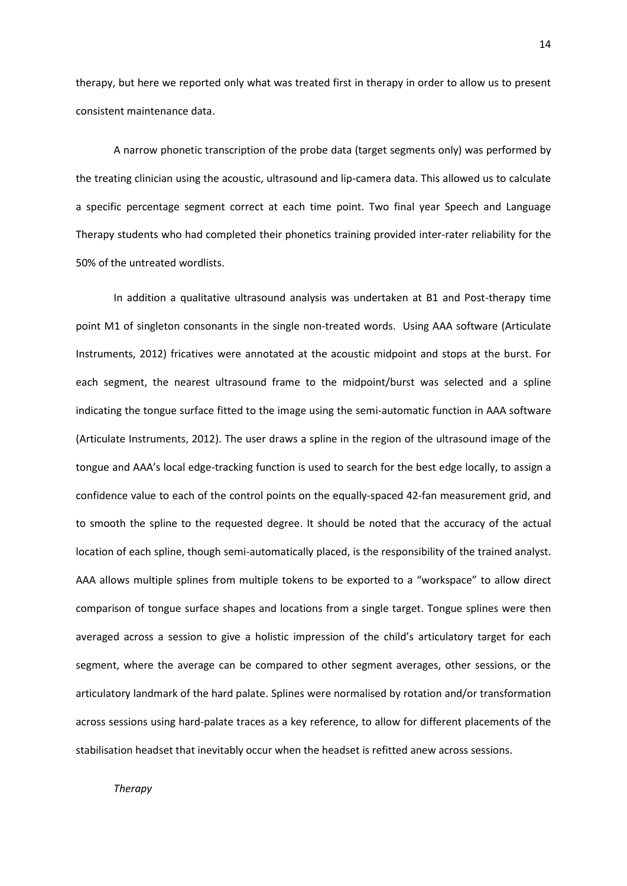therapy, but here we reported only what was treated first in therapy in order to allow us to present consistent maintenance data.

A narrow phonetic transcription of the probe data (target segments only) was performed by the treating clinician using the acoustic, ultrasound and lip-camera data. This allowed us to calculate a specific percentage segment correct at each time point. Two final year Speech and Language Therapy students who had completed their phonetics training provided inter-rater reliability for the 50% of the untreated wordlists.

In addition a qualitative ultrasound analysis was undertaken at B1 and Post-therapy time point M1 of singleton consonants in the single non-treated words. Using AAA software (Articulate Instruments, 2012) fricatives were annotated at the acoustic midpoint and stops at the burst. For each segment, the nearest ultrasound frame to the midpoint/burst was selected and a spline indicating the tongue surface fitted to the image using the semi-automatic function in AAA software (Articulate Instruments, 2012). The user draws a spline in the region of the ultrasound image of the tongue and AAA's local edge-tracking function is used to search for the best edge locally, to assign a confidence value to each of the control points on the equally-spaced 42-fan measurement grid, and to smooth the spline to the requested degree. It should be noted that the accuracy of the actual location of each spline, though semi-automatically placed, is the responsibility of the trained analyst. AAA allows multiple splines from multiple tokens to be exported to a "workspace" to allow direct comparison of tongue surface shapes and locations from a single target. Tongue splines were then averaged across a session to give a holistic impression of the child's articulatory target for each segment, where the average can be compared to other segment averages, other sessions, or the articulatory landmark of the hard palate. Splines were normalised by rotation and/or transformation across sessions using hard-palate traces as a key reference, to allow for different placements of the stabilisation headset that inevitably occur when the headset is refitted anew across sessions.

*Therapy*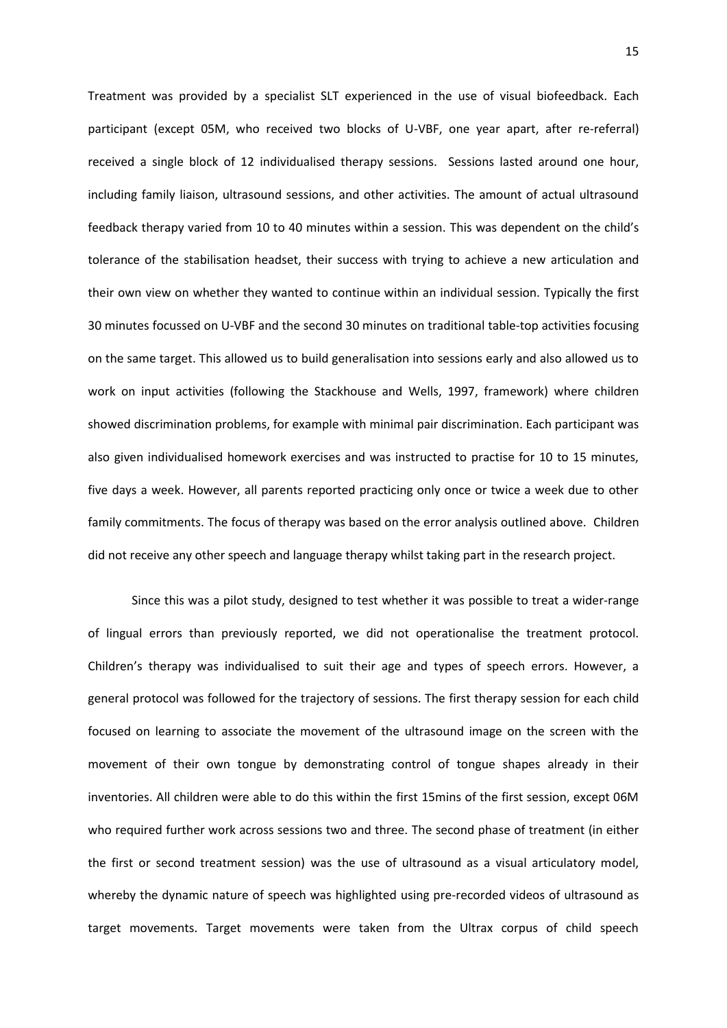Treatment was provided by a specialist SLT experienced in the use of visual biofeedback. Each participant (except 05M, who received two blocks of U-VBF, one year apart, after re-referral) received a single block of 12 individualised therapy sessions. Sessions lasted around one hour, including family liaison, ultrasound sessions, and other activities. The amount of actual ultrasound feedback therapy varied from 10 to 40 minutes within a session. This was dependent on the child's tolerance of the stabilisation headset, their success with trying to achieve a new articulation and their own view on whether they wanted to continue within an individual session. Typically the first 30 minutes focussed on U-VBF and the second 30 minutes on traditional table-top activities focusing on the same target. This allowed us to build generalisation into sessions early and also allowed us to work on input activities (following the Stackhouse and Wells, 1997, framework) where children showed discrimination problems, for example with minimal pair discrimination. Each participant was also given individualised homework exercises and was instructed to practise for 10 to 15 minutes, five days a week. However, all parents reported practicing only once or twice a week due to other family commitments. The focus of therapy was based on the error analysis outlined above. Children did not receive any other speech and language therapy whilst taking part in the research project.

Since this was a pilot study, designed to test whether it was possible to treat a wider-range of lingual errors than previously reported, we did not operationalise the treatment protocol. Children's therapy was individualised to suit their age and types of speech errors. However, a general protocol was followed for the trajectory of sessions. The first therapy session for each child focused on learning to associate the movement of the ultrasound image on the screen with the movement of their own tongue by demonstrating control of tongue shapes already in their inventories. All children were able to do this within the first 15mins of the first session, except 06M who required further work across sessions two and three. The second phase of treatment (in either the first or second treatment session) was the use of ultrasound as a visual articulatory model, whereby the dynamic nature of speech was highlighted using pre-recorded videos of ultrasound as target movements. Target movements were taken from the Ultrax corpus of child speech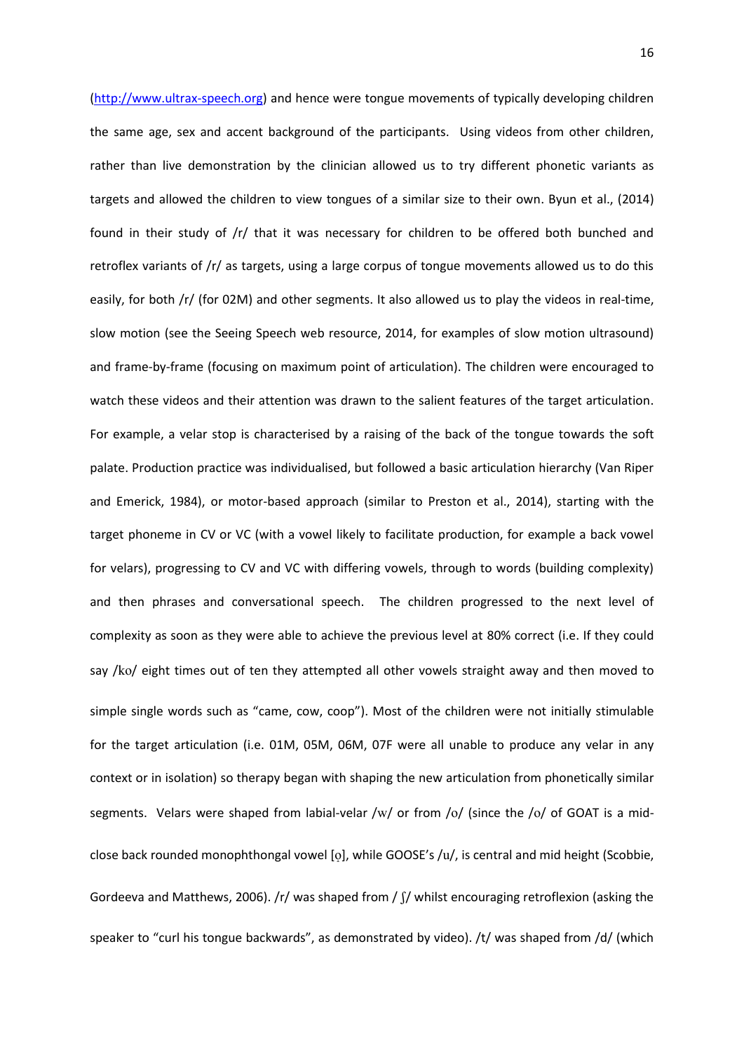(http://www.ultrax-speech.org) and hence were tongue movements of typically developing children the same age, sex and accent background of the participants. Using videos from other children, rather than live demonstration by the clinician allowed us to try different phonetic variants as targets and allowed the children to view tongues of a similar size to their own. Byun et al., (2014) found in their study of /r/ that it was necessary for children to be offered both bunched and retroflex variants of /r/ as targets, using a large corpus of tongue movements allowed us to do this easily, for both /r/ (for 02M) and other segments. It also allowed us to play the videos in real-time, slow motion (see the Seeing Speech web resource, 2014, for examples of slow motion ultrasound) and frame-by-frame (focusing on maximum point of articulation). The children were encouraged to watch these videos and their attention was drawn to the salient features of the target articulation. For example, a velar stop is characterised by a raising of the back of the tongue towards the soft palate. Production practice was individualised, but followed a basic articulation hierarchy (Van Riper and Emerick, 1984), or motor-based approach (similar to Preston et al., 2014), starting with the target phoneme in CV or VC (with a vowel likely to facilitate production, for example a back vowel for velars), progressing to CV and VC with differing vowels, through to words (building complexity) and then phrases and conversational speech. The children progressed to the next level of complexity as soon as they were able to achieve the previous level at 80% correct (i.e. If they could say /ko/ eight times out of ten they attempted all other vowels straight away and then moved to simple single words such as "came, cow, coop"). Most of the children were not initially stimulable for the target articulation (i.e. 01M, 05M, 06M, 07F were all unable to produce any velar in any context or in isolation) so therapy began with shaping the new articulation from phonetically similar segments. Velars were shaped from labial-velar /w/ or from /o/ (since the /o/ of GOAT is a mid-close back rounded monophthongal vowel [o̞], while GOOSE's /u/, is central and mid height (Scobbie, Gordeeva and Matthews, 2006). /r/ was shaped from / ʃ/ whilst encouraging retroflexion (asking the speaker to "curl his tongue backwards", as demonstrated by video). /t/ was shaped from /d/ (which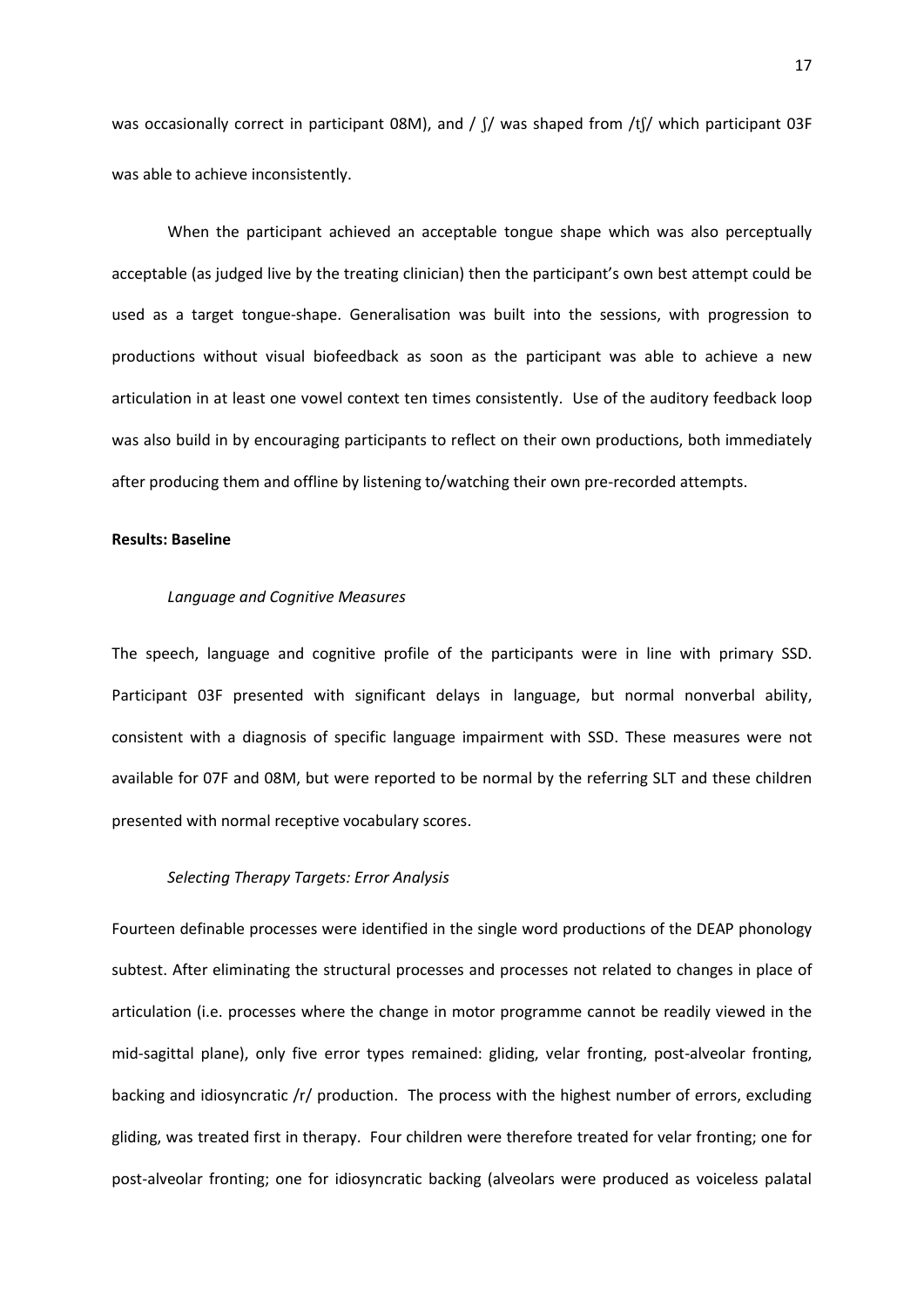was occasionally correct in participant 08M), and / ʃ/ was shaped from /tʃ/ which participant 03F was able to achieve inconsistently.

When the participant achieved an acceptable tongue shape which was also perceptually acceptable (as judged live by the treating clinician) then the participant's own best attempt could be used as a target tongue-shape. Generalisation was built into the sessions, with progression to productions without visual biofeedback as soon as the participant was able to achieve a new articulation in at least one vowel context ten times consistently. Use of the auditory feedback loop was also build in by encouraging participants to reflect on their own productions, both immediately after producing them and offline by listening to/watching their own pre-recorded attempts.

**Results: Baseline**

*Language and Cognitive Measures*

The speech, language and cognitive profile of the participants were in line with primary SSD. Participant 03F presented with significant delays in language, but normal nonverbal ability, consistent with a diagnosis of specific language impairment with SSD. These measures were not available for 07F and 08M, but were reported to be normal by the referring SLT and these children presented with normal receptive vocabulary scores.

*Selecting Therapy Targets: Error Analysis*

Fourteen definable processes were identified in the single word productions of the DEAP phonology subtest. After eliminating the structural processes and processes not related to changes in place of articulation (i.e. processes where the change in motor programme cannot be readily viewed in the mid-sagittal plane), only five error types remained: gliding, velar fronting, post-alveolar fronting, backing and idiosyncratic /r/ production. The process with the highest number of errors, excluding gliding, was treated first in therapy. Four children were therefore treated for velar fronting; one for post-alveolar fronting; one for idiosyncratic backing (alveolars were produced as voiceless palatal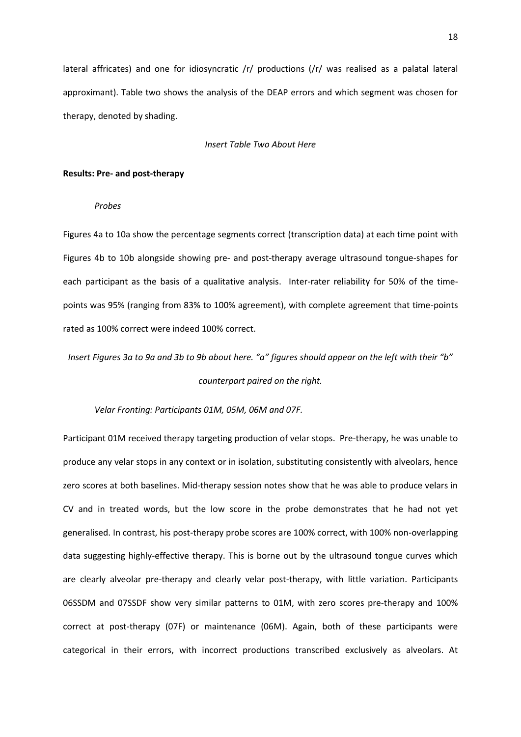lateral affricates) and one for idiosyncratic /r/ productions (/r/ was realised as a palatal lateral approximant). Table two shows the analysis of the DEAP errors and which segment was chosen for therapy, denoted by shading.

*Insert Table Two About Here*

**Results: Pre- and post-therapy**

*Probes*

Figures 4a to 10a show the percentage segments correct (transcription data) at each time point with Figures 4b to 10b alongside showing pre- and post-therapy average ultrasound tongue-shapes for each participant as the basis of a qualitative analysis. Inter-rater reliability for 50% of the time-points was 95% (ranging from 83% to 100% agreement), with complete agreement that time-points rated as 100% correct were indeed 100% correct.

*Insert Figures 3a to 9a and 3b to 9b about here. "a" figures should appear on the left with their "b" counterpart paired on the right.*

*Velar Fronting: Participants 01M, 05M, 06M and 07F.*

Participant 01M received therapy targeting production of velar stops. Pre-therapy, he was unable to produce any velar stops in any context or in isolation, substituting consistently with alveolars, hence zero scores at both baselines. Mid-therapy session notes show that he was able to produce velars in CV and in treated words, but the low score in the probe demonstrates that he had not yet generalised. In contrast, his post-therapy probe scores are 100% correct, with 100% non-overlapping data suggesting highly-effective therapy. This is borne out by the ultrasound tongue curves which are clearly alveolar pre-therapy and clearly velar post-therapy, with little variation. Participants 06SSDM and 07SSDF show very similar patterns to 01M, with zero scores pre-therapy and 100% correct at post-therapy (07F) or maintenance (06M). Again, both of these participants were categorical in their errors, with incorrect productions transcribed exclusively as alveolars. At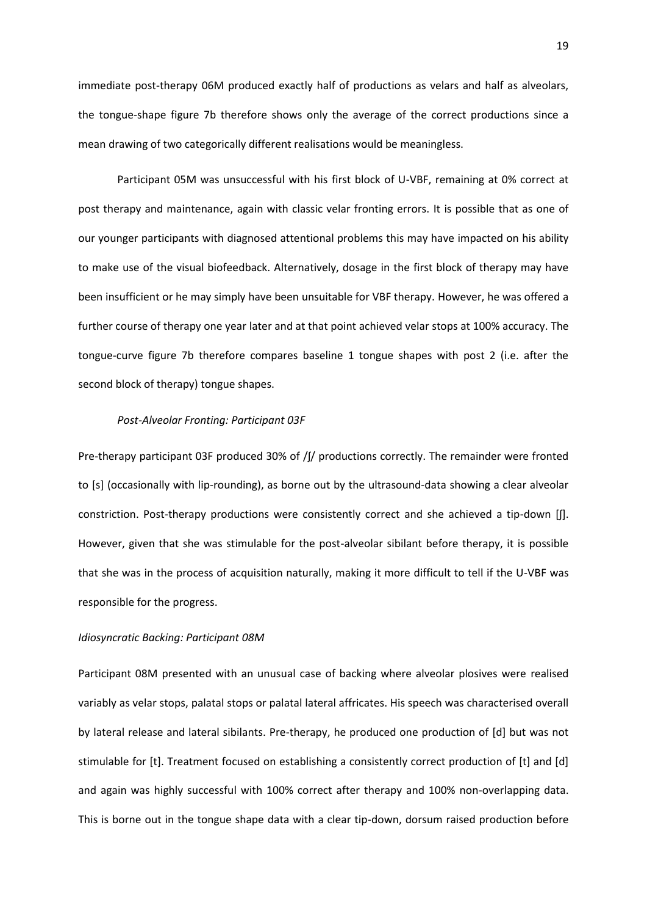immediate post-therapy 06M produced exactly half of productions as velars and half as alveolars, the tongue-shape figure 7b therefore shows only the average of the correct productions since a mean drawing of two categorically different realisations would be meaningless.

Participant 05M was unsuccessful with his first block of U-VBF, remaining at 0% correct at post therapy and maintenance, again with classic velar fronting errors. It is possible that as one of our younger participants with diagnosed attentional problems this may have impacted on his ability to make use of the visual biofeedback. Alternatively, dosage in the first block of therapy may have been insufficient or he may simply have been unsuitable for VBF therapy. However, he was offered a further course of therapy one year later and at that point achieved velar stops at 100% accuracy. The tongue-curve figure 7b therefore compares baseline 1 tongue shapes with post 2 (i.e. after the second block of therapy) tongue shapes.

*Post-Alveolar Fronting: Participant 03F*

Pre-therapy participant 03F produced 30% of /ʃ/ productions correctly. The remainder were fronted to [s] (occasionally with lip-rounding), as borne out by the ultrasound-data showing a clear alveolar constriction. Post-therapy productions were consistently correct and she achieved a tip-down [ʃ]. However, given that she was stimulable for the post-alveolar sibilant before therapy, it is possible that she was in the process of acquisition naturally, making it more difficult to tell if the U-VBF was responsible for the progress.

*Idiosyncratic Backing: Participant 08M*

Participant 08M presented with an unusual case of backing where alveolar plosives were realised variably as velar stops, palatal stops or palatal lateral affricates. His speech was characterised overall by lateral release and lateral sibilants. Pre-therapy, he produced one production of [d] but was not stimulable for [t]. Treatment focused on establishing a consistently correct production of [t] and [d] and again was highly successful with 100% correct after therapy and 100% non-overlapping data. This is borne out in the tongue shape data with a clear tip-down, dorsum raised production before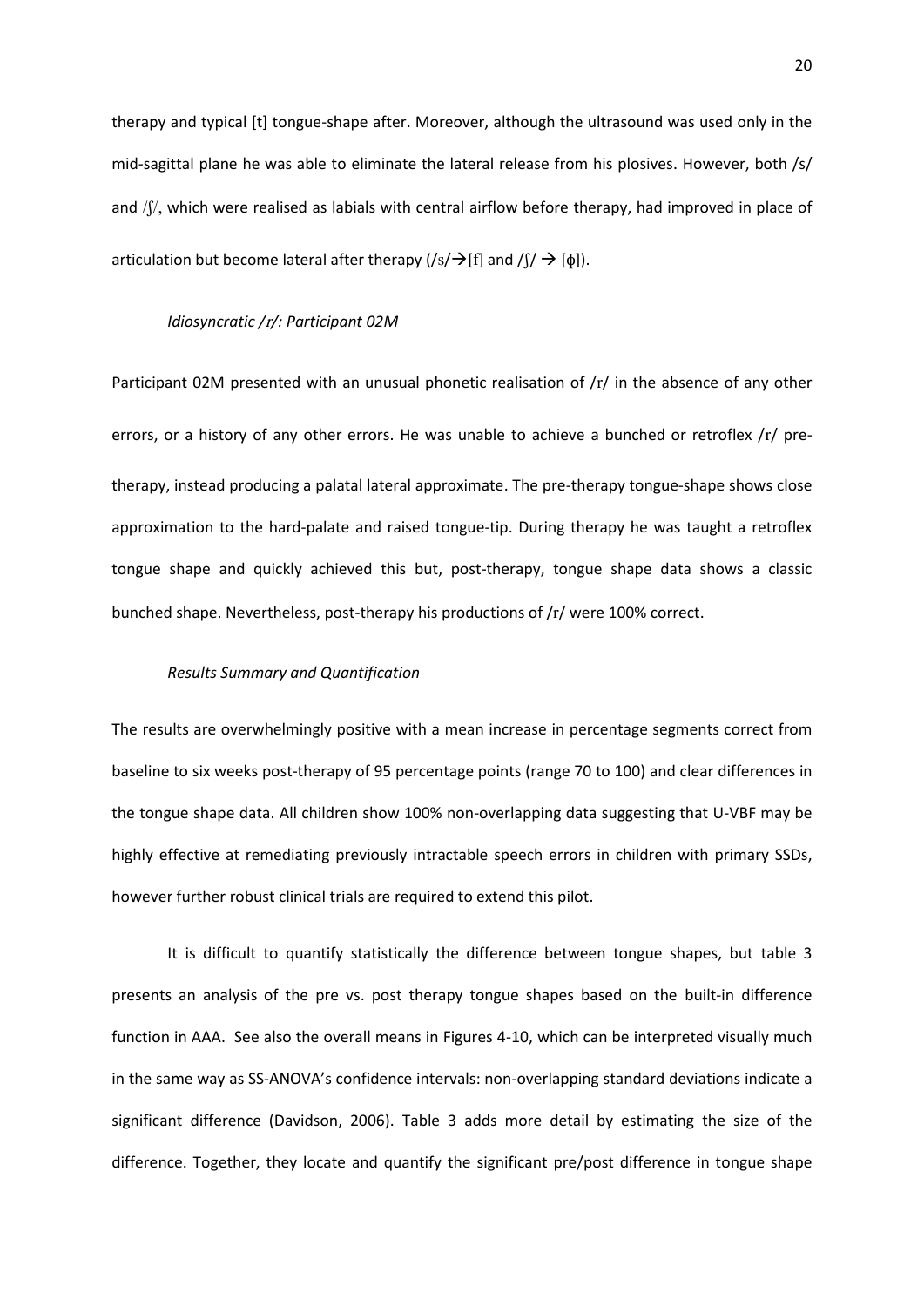therapy and typical [t] tongue-shape after. Moreover, although the ultrasound was used only in the mid-sagittal plane he was able to eliminate the lateral release from his plosives. However, both /s/ and /ʃ/, which were realised as labials with central airflow before therapy, had improved in place of articulation but become lateral after therapy (/s/→[f] and /ʃ/ → [ɸ]).

*Idiosyncratic /r/: Participant 02M*

Participant 02M presented with an unusual phonetic realisation of /r/ in the absence of any other errors, or a history of any other errors. He was unable to achieve a bunched or retroflex /r/ pre-therapy, instead producing a palatal lateral approximate. The pre-therapy tongue-shape shows close approximation to the hard-palate and raised tongue-tip. During therapy he was taught a retroflex tongue shape and quickly achieved this but, post-therapy, tongue shape data shows a classic bunched shape. Nevertheless, post-therapy his productions of /r/ were 100% correct.

*Results Summary and Quantification*

The results are overwhelmingly positive with a mean increase in percentage segments correct from baseline to six weeks post-therapy of 95 percentage points (range 70 to 100) and clear differences in the tongue shape data. All children show 100% non-overlapping data suggesting that U-VBF may be highly effective at remediating previously intractable speech errors in children with primary SSDs, however further robust clinical trials are required to extend this pilot.

It is difficult to quantify statistically the difference between tongue shapes, but table 3 presents an analysis of the pre vs. post therapy tongue shapes based on the built-in difference function in AAA. See also the overall means in Figures 4-10, which can be interpreted visually much in the same way as SS-ANOVA's confidence intervals: non-overlapping standard deviations indicate a significant difference (Davidson, 2006). Table 3 adds more detail by estimating the size of the difference. Together, they locate and quantify the significant pre/post difference in tongue shape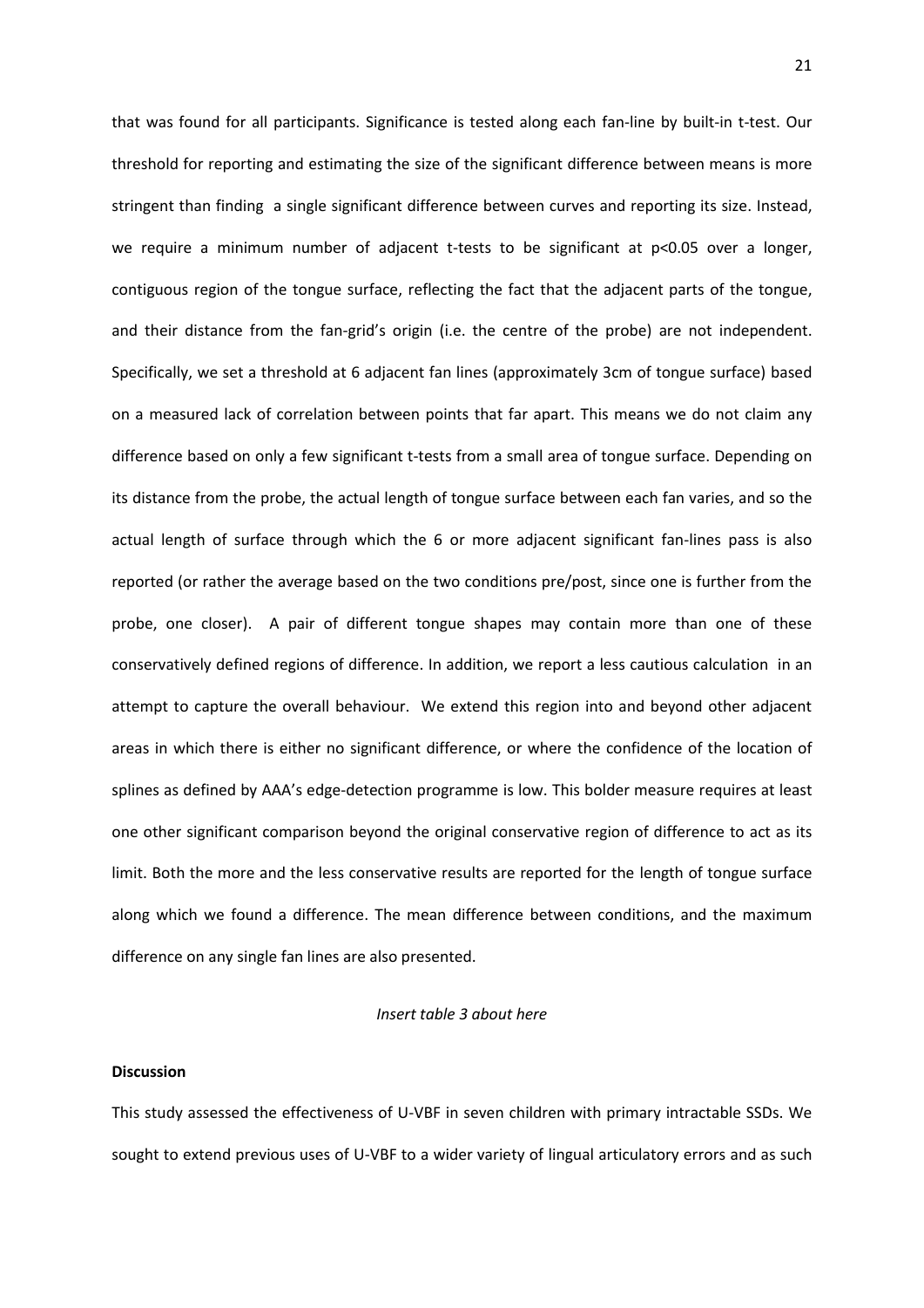that was found for all participants. Significance is tested along each fan-line by built-in t-test. Our threshold for reporting and estimating the size of the significant difference between means is more stringent than finding a single significant difference between curves and reporting its size. Instead, we require a minimum number of adjacent t-tests to be significant at $p<0.05$ over a longer, contiguous region of the tongue surface, reflecting the fact that the adjacent parts of the tongue, and their distance from the fan-grid's origin (i.e. the centre of the probe) are not independent. Specifically, we set a threshold at 6 adjacent fan lines (approximately 3cm of tongue surface) based on a measured lack of correlation between points that far apart. This means we do not claim any difference based on only a few significant t-tests from a small area of tongue surface. Depending on its distance from the probe, the actual length of tongue surface between each fan varies, and so the actual length of surface through which the 6 or more adjacent significant fan-lines pass is also reported (or rather the average based on the two conditions pre/post, since one is further from the probe, one closer). A pair of different tongue shapes may contain more than one of these conservatively defined regions of difference. In addition, we report a less cautious calculation in an attempt to capture the overall behaviour. We extend this region into and beyond other adjacent areas in which there is either no significant difference, or where the confidence of the location of splines as defined by AAA's edge-detection programme is low. This bolder measure requires at least one other significant comparison beyond the original conservative region of difference to act as its limit. Both the more and the less conservative results are reported for the length of tongue surface along which we found a difference. The mean difference between conditions, and the maximum difference on any single fan lines are also presented.

*Insert table 3 about here*

**Discussion**

This study assessed the effectiveness of U-VBF in seven children with primary intractable SSDs. We sought to extend previous uses of U-VBF to a wider variety of lingual articulatory errors and as such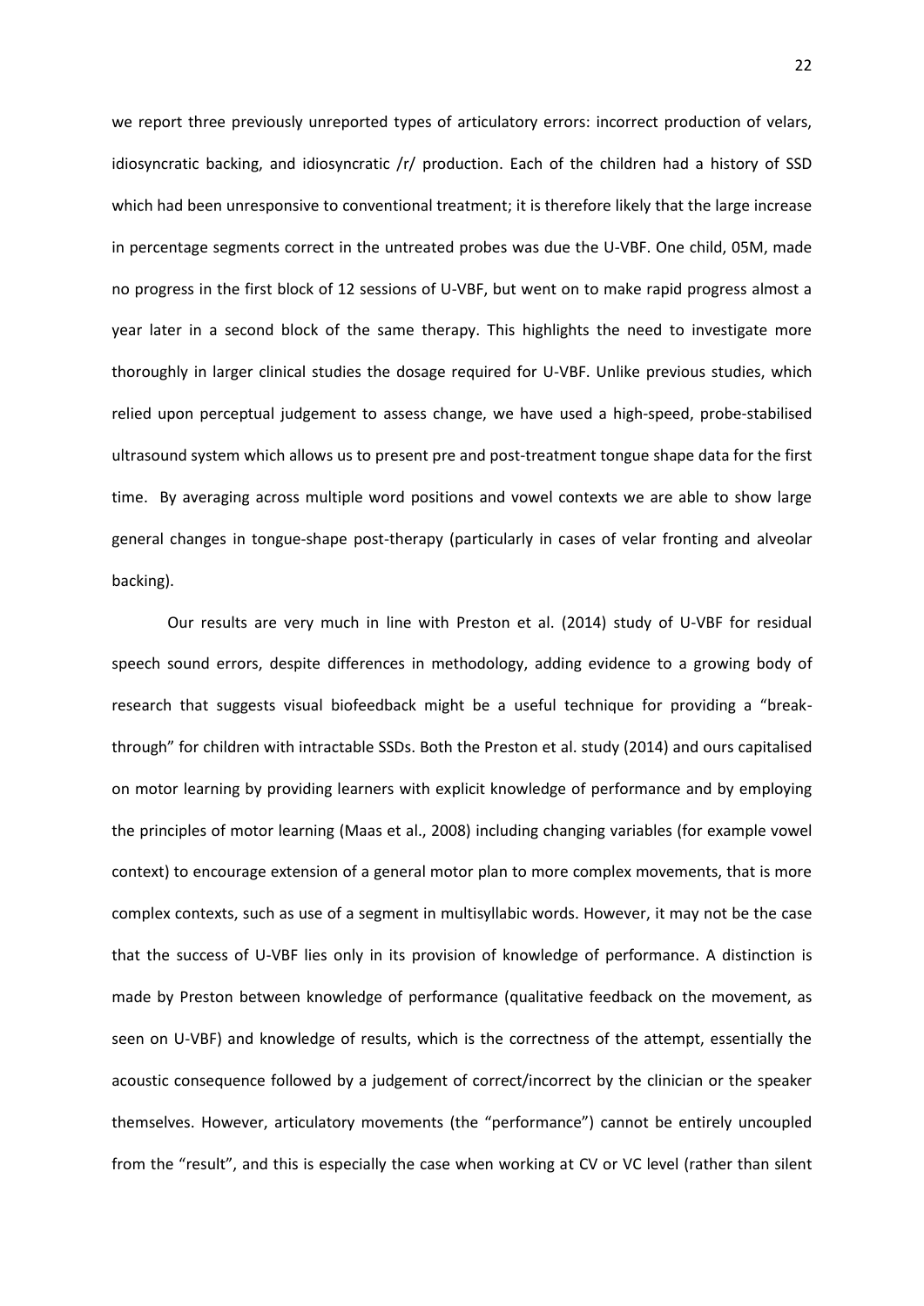we report three previously unreported types of articulatory errors: incorrect production of velars, idiosyncratic backing, and idiosyncratic /r/ production. Each of the children had a history of SSD which had been unresponsive to conventional treatment; it is therefore likely that the large increase in percentage segments correct in the untreated probes was due the U-VBF. One child, 05M, made no progress in the first block of 12 sessions of U-VBF, but went on to make rapid progress almost a year later in a second block of the same therapy. This highlights the need to investigate more thoroughly in larger clinical studies the dosage required for U-VBF. Unlike previous studies, which relied upon perceptual judgement to assess change, we have used a high-speed, probe-stabilised ultrasound system which allows us to present pre and post-treatment tongue shape data for the first time. By averaging across multiple word positions and vowel contexts we are able to show large general changes in tongue-shape post-therapy (particularly in cases of velar fronting and alveolar backing).

Our results are very much in line with Preston et al. (2014) study of U-VBF for residual speech sound errors, despite differences in methodology, adding evidence to a growing body of research that suggests visual biofeedback might be a useful technique for providing a "break-through" for children with intractable SSDs. Both the Preston et al. study (2014) and ours capitalised on motor learning by providing learners with explicit knowledge of performance and by employing the principles of motor learning (Maas et al., 2008) including changing variables (for example vowel context) to encourage extension of a general motor plan to more complex movements, that is more complex contexts, such as use of a segment in multisyllabic words. However, it may not be the case that the success of U-VBF lies only in its provision of knowledge of performance. A distinction is made by Preston between knowledge of performance (qualitative feedback on the movement, as seen on U-VBF) and knowledge of results, which is the correctness of the attempt, essentially the acoustic consequence followed by a judgement of correct/incorrect by the clinician or the speaker themselves. However, articulatory movements (the "performance") cannot be entirely uncoupled from the "result", and this is especially the case when working at CV or VC level (rather than silent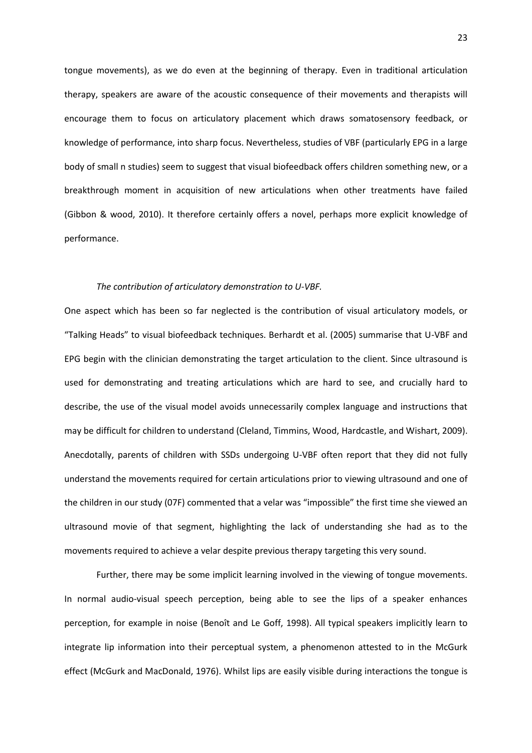tongue movements), as we do even at the beginning of therapy. Even in traditional articulation therapy, speakers are aware of the acoustic consequence of their movements and therapists will encourage them to focus on articulatory placement which draws somatosensory feedback, or knowledge of performance, into sharp focus. Nevertheless, studies of VBF (particularly EPG in a large body of small n studies) seem to suggest that visual biofeedback offers children something new, or a breakthrough moment in acquisition of new articulations when other treatments have failed (Gibbon & wood, 2010). It therefore certainly offers a novel, perhaps more explicit knowledge of performance.

*The contribution of articulatory demonstration to U-VBF.*

One aspect which has been so far neglected is the contribution of visual articulatory models, or "Talking Heads" to visual biofeedback techniques. Berhardt et al. (2005) summarise that U-VBF and EPG begin with the clinician demonstrating the target articulation to the client. Since ultrasound is used for demonstrating and treating articulations which are hard to see, and crucially hard to describe, the use of the visual model avoids unnecessarily complex language and instructions that may be difficult for children to understand (Cleland, Timmins, Wood, Hardcastle, and Wishart, 2009). Anecdotally, parents of children with SSDs undergoing U-VBF often report that they did not fully understand the movements required for certain articulations prior to viewing ultrasound and one of the children in our study (07F) commented that a velar was "impossible" the first time she viewed an ultrasound movie of that segment, highlighting the lack of understanding she had as to the movements required to achieve a velar despite previous therapy targeting this very sound.

Further, there may be some implicit learning involved in the viewing of tongue movements. In normal audio-visual speech perception, being able to see the lips of a speaker enhances perception, for example in noise (Benoît and Le Goff, 1998). All typical speakers implicitly learn to integrate lip information into their perceptual system, a phenomenon attested to in the McGurk effect (McGurk and MacDonald, 1976). Whilst lips are easily visible during interactions the tongue is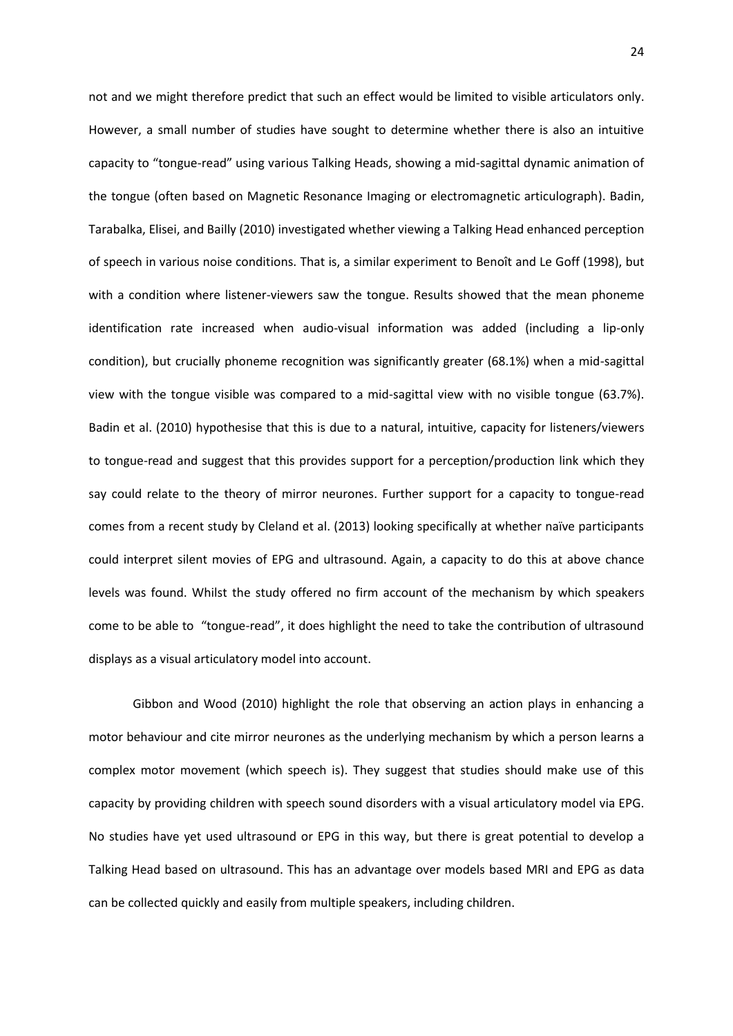not and we might therefore predict that such an effect would be limited to visible articulators only. However, a small number of studies have sought to determine whether there is also an intuitive capacity to "tongue-read" using various Talking Heads, showing a mid-sagittal dynamic animation of the tongue (often based on Magnetic Resonance Imaging or electromagnetic articulograph). Badin, Tarabalka, Elisei, and Bailly (2010) investigated whether viewing a Talking Head enhanced perception of speech in various noise conditions. That is, a similar experiment to Benoît and Le Goff (1998), but with a condition where listener-viewers saw the tongue. Results showed that the mean phoneme identification rate increased when audio-visual information was added (including a lip-only condition), but crucially phoneme recognition was significantly greater (68.1%) when a mid-sagittal view with the tongue visible was compared to a mid-sagittal view with no visible tongue (63.7%). Badin et al. (2010) hypothesise that this is due to a natural, intuitive, capacity for listeners/viewers to tongue-read and suggest that this provides support for a perception/production link which they say could relate to the theory of mirror neurones. Further support for a capacity to tongue-read comes from a recent study by Cleland et al. (2013) looking specifically at whether naïve participants could interpret silent movies of EPG and ultrasound. Again, a capacity to do this at above chance levels was found. Whilst the study offered no firm account of the mechanism by which speakers come to be able to "tongue-read", it does highlight the need to take the contribution of ultrasound displays as a visual articulatory model into account.

Gibbon and Wood (2010) highlight the role that observing an action plays in enhancing a motor behaviour and cite mirror neurones as the underlying mechanism by which a person learns a complex motor movement (which speech is). They suggest that studies should make use of this capacity by providing children with speech sound disorders with a visual articulatory model via EPG. No studies have yet used ultrasound or EPG in this way, but there is great potential to develop a Talking Head based on ultrasound. This has an advantage over models based MRI and EPG as data can be collected quickly and easily from multiple speakers, including children.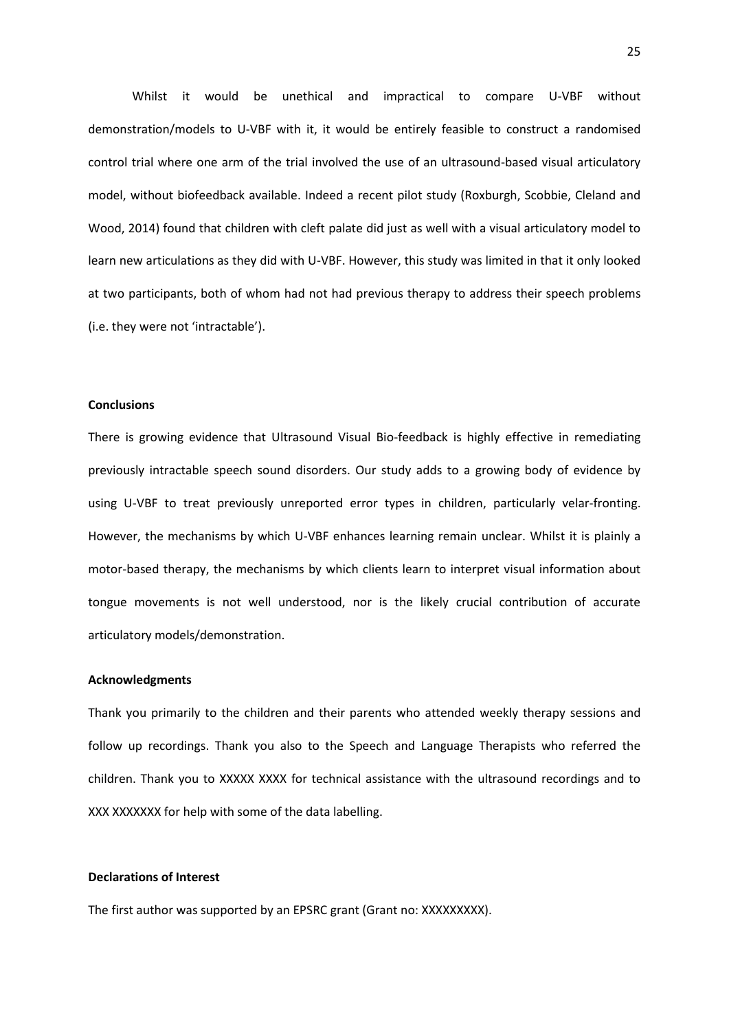Whilst it would be unethical and impractical to compare U-VBF without demonstration/models to U-VBF with it, it would be entirely feasible to construct a randomised control trial where one arm of the trial involved the use of an ultrasound-based visual articulatory model, without biofeedback available. Indeed a recent pilot study (Roxburgh, Scobbie, Cleland and Wood, 2014) found that children with cleft palate did just as well with a visual articulatory model to learn new articulations as they did with U-VBF. However, this study was limited in that it only looked at two participants, both of whom had not had previous therapy to address their speech problems (i.e. they were not 'intractable').

**Conclusions**

There is growing evidence that Ultrasound Visual Bio-feedback is highly effective in remediating previously intractable speech sound disorders. Our study adds to a growing body of evidence by using U-VBF to treat previously unreported error types in children, particularly velar-fronting. However, the mechanisms by which U-VBF enhances learning remain unclear. Whilst it is plainly a motor-based therapy, the mechanisms by which clients learn to interpret visual information about tongue movements is not well understood, nor is the likely crucial contribution of accurate articulatory models/demonstration.

**Acknowledgments**

Thank you primarily to the children and their parents who attended weekly therapy sessions and follow up recordings. Thank you also to the Speech and Language Therapists who referred the children. Thank you to XXXXX XXXX for technical assistance with the ultrasound recordings and to XXX XXXXXXX for help with some of the data labelling.

**Declarations of Interest**

The first author was supported by an EPSRC grant (Grant no: XXXXXXXXX).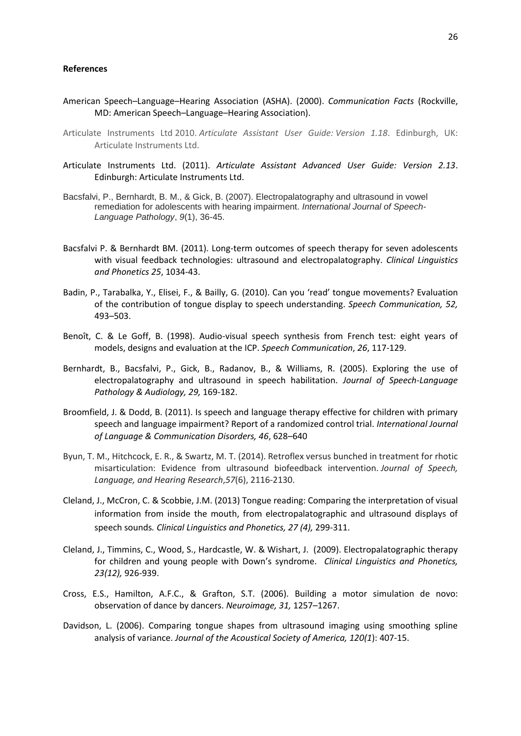**References**

American Speech–Language–Hearing Association (ASHA). (2000). *Communication Facts* (Rockville, MD: American Speech–Language–Hearing Association).

Articulate Instruments Ltd 2010. *Articulate Assistant User Guide: Version 1.18*. Edinburgh, UK: Articulate Instruments Ltd.

Articulate Instruments Ltd. (2011). *Articulate Assistant Advanced User Guide: Version 2.13*. Edinburgh: Articulate Instruments Ltd.

Bacsfalvi, P., Bernhardt, B. M., & Gick, B. (2007). Electropalatography and ultrasound in vowel remediation for adolescents with hearing impairment. *International Journal of Speech-Language Pathology*, *9*(1), 36-45.

Bacsfalvi P. & Bernhardt BM. (2011). Long-term outcomes of speech therapy for seven adolescents with visual feedback technologies: ultrasound and electropalatography. *Clinical Linguistics and Phonetics 25*, 1034-43.

Badin, P., Tarabalka, Y., Elisei, F., & Bailly, G. (2010). Can you 'read' tongue movements? Evaluation of the contribution of tongue display to speech understanding. *Speech Communication, 52,* 493–503.

Benoît, C. & Le Goff, B. (1998). Audio-visual speech synthesis from French test: eight years of models, designs and evaluation at the ICP. *Speech Communication*, *26*, 117-129.

Bernhardt, B., Bacsfalvi, P., Gick, B., Radanov, B., & Williams, R. (2005). Exploring the use of electropalatography and ultrasound in speech habilitation. *Journal of Speech-Language Pathology & Audiology, 29,* 169-182.

Broomfield, J. & Dodd, B. (2011). Is speech and language therapy effective for children with primary speech and language impairment? Report of a randomized control trial. *International Journal of Language & Communication Disorders, 46*, 628–640

Byun, T. M., Hitchcock, E. R., & Swartz, M. T. (2014). Retroflex versus bunched in treatment for rhotic misarticulation: Evidence from ultrasound biofeedback intervention. *Journal of Speech, Language, and Hearing Research*,*57*(6), 2116-2130.

Cleland, J., McCron, C. & Scobbie, J.M. (2013) Tongue reading: Comparing the interpretation of visual information from inside the mouth, from electropalatographic and ultrasound displays of speech sounds*. Clinical Linguistics and Phonetics, 27 (4),* 299-311.

Cleland, J., Timmins, C., Wood, S., Hardcastle, W. & Wishart, J. (2009). Electropalatographic therapy for children and young people with Down's syndrome. *Clinical Linguistics and Phonetics, 23(12),* 926-939.

Cross, E.S., Hamilton, A.F.C., & Grafton, S.T. (2006). Building a motor simulation de novo: observation of dance by dancers. *Neuroimage, 31,* 1257–1267.

Davidson, L. (2006). Comparing tongue shapes from ultrasound imaging using smoothing spline analysis of variance. *Journal of the Acoustical Society of America, 120(1*): 407-15.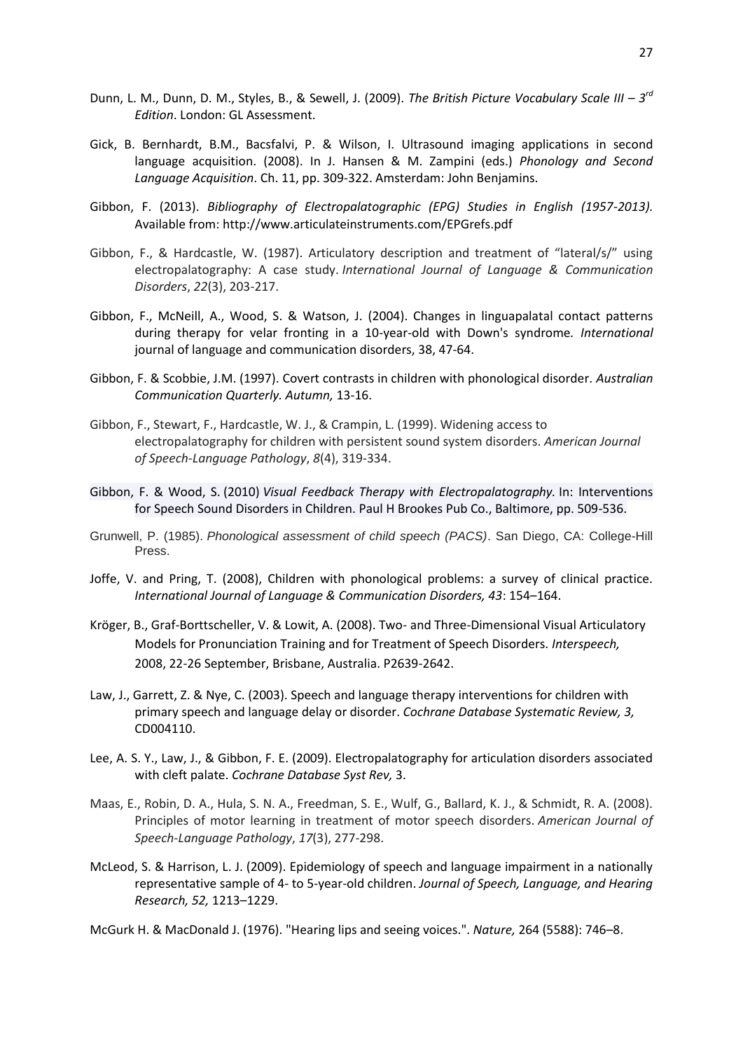Dunn, L. M., Dunn, D. M., Styles, B., & Sewell, J. (2009). *The British Picture Vocabulary Scale III – 3rd Edition*. London: GL Assessment.

Gick, B. Bernhardt, B.M., Bacsfalvi, P. & Wilson, I. Ultrasound imaging applications in second language acquisition. (2008). In J. Hansen & M. Zampini (eds.) *Phonology and Second Language Acquisition*. Ch. 11, pp. 309-322. Amsterdam: John Benjamins.

Gibbon, F. (2013). *Bibliography of Electropalatographic (EPG) Studies in English (1957-2013).* Available from: http://www.articulateinstruments.com/EPGrefs.pdf

Gibbon, F., & Hardcastle, W. (1987). Articulatory description and treatment of "lateral/s/" using electropalatography: A case study. *International Journal of Language & Communication Disorders*, *22*(3), 203-217.

Gibbon, F., McNeill, A., Wood, S. & Watson, J. (2004). Changes in linguapalatal contact patterns during therapy for velar fronting in a 10-year-old with Down's syndrome*. International* journal of language and communication disorders, 38, 47-64.

Gibbon, F. & Scobbie, J.M. (1997). Covert contrasts in children with phonological disorder. *Australian Communication Quarterly. Autumn,* 13-16.

Gibbon, F., Stewart, F., Hardcastle, W. J., & Crampin, L. (1999). Widening access to electropalatography for children with persistent sound system disorders. *American Journal of Speech-Language Pathology*, *8*(4), 319-334.

Gibbon, F. & Wood, S. (2010) *Visual Feedback Therapy with Electropalatography.* In: Interventions for Speech Sound Disorders in Children. Paul H Brookes Pub Co., Baltimore, pp. 509-536.

Grunwell, P. (1985). *Phonological assessment of child speech (PACS)*. San Diego, CA: College-Hill Press.

Joffe, V. and Pring, T. (2008), Children with phonological problems: a survey of clinical practice. *International Journal of Language & Communication Disorders, 43*: 154–164.

Kröger, B., Graf-Borttscheller, V. & Lowit, A. (2008). Two- and Three-Dimensional Visual Articulatory Models for Pronunciation Training and for Treatment of Speech Disorders. *Interspeech,* 2008, 22-26 September, Brisbane, Australia. P2639-2642.

Law, J., Garrett, Z. & Nye, C. (2003). Speech and language therapy interventions for children with primary speech and language delay or disorder. *Cochrane Database Systematic Review, 3,* CD004110.

Lee, A. S. Y., Law, J., & Gibbon, F. E. (2009). Electropalatography for articulation disorders associated with cleft palate. *Cochrane Database Syst Rev,* 3.

Maas, E., Robin, D. A., Hula, S. N. A., Freedman, S. E., Wulf, G., Ballard, K. J., & Schmidt, R. A. (2008). Principles of motor learning in treatment of motor speech disorders. *American Journal of Speech-Language Pathology*, *17*(3), 277-298.

McLeod, S. & Harrison, L. J. (2009). Epidemiology of speech and language impairment in a nationally representative sample of 4- to 5-year-old children. *Journal of Speech, Language, and Hearing Research, 52,* 1213–1229.

McGurk H. & MacDonald J. (1976). "Hearing lips and seeing voices.". *Nature,* 264 (5588): 746–8.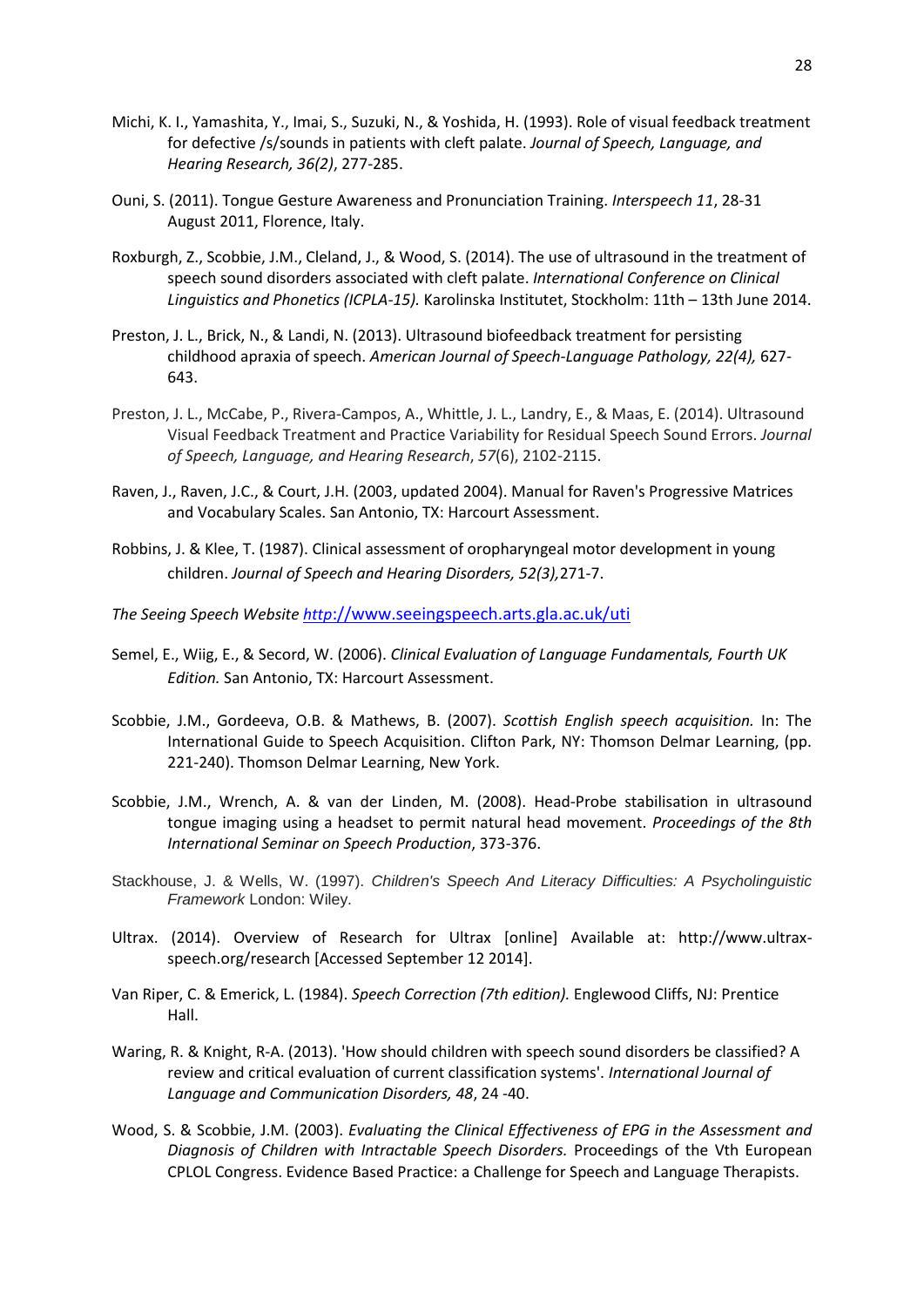Michi, K. I., Yamashita, Y., Imai, S., Suzuki, N., & Yoshida, H. (1993). Role of visual feedback treatment for defective /s/sounds in patients with cleft palate. *Journal of Speech, Language, and Hearing Research, 36(2)*, 277-285.

Ouni, S. (2011). Tongue Gesture Awareness and Pronunciation Training. *Interspeech 11*, 28-31 August 2011, Florence, Italy.

Roxburgh, Z., Scobbie, J.M., Cleland, J., & Wood, S. (2014). The use of ultrasound in the treatment of speech sound disorders associated with cleft palate. *International Conference on Clinical Linguistics and Phonetics (ICPLA-15).* Karolinska Institutet, Stockholm: 11th – 13th June 2014.

Preston, J. L., Brick, N., & Landi, N. (2013). Ultrasound biofeedback treatment for persisting childhood apraxia of speech. *American Journal of Speech-Language Pathology, 22(4),* 627-643.

Preston, J. L., McCabe, P., Rivera-Campos, A., Whittle, J. L., Landry, E., & Maas, E. (2014). Ultrasound Visual Feedback Treatment and Practice Variability for Residual Speech Sound Errors. *Journal of Speech, Language, and Hearing Research*, *57*(6), 2102-2115.

Raven, J., Raven, J.C., & Court, J.H. (2003, updated 2004). Manual for Raven's Progressive Matrices and Vocabulary Scales. San Antonio, TX: Harcourt Assessment.

Robbins, J. & Klee, T. (1987). Clinical assessment of oropharyngeal motor development in young children. *Journal of Speech and Hearing Disorders, 52(3),*271-7.

*The Seeing Speech Website* [*http*://www.seeingspeech.arts.gla.ac.uk/uti](http://www.seeingspeech.arts.gla.ac.uk/uti)

Semel, E., Wiig, E., & Secord, W. (2006). *Clinical Evaluation of Language Fundamentals, Fourth UK Edition.* San Antonio, TX: Harcourt Assessment.

Scobbie, J.M., Gordeeva, O.B. & Mathews, B. (2007). *Scottish English speech acquisition.* In: The International Guide to Speech Acquisition. Clifton Park, NY: Thomson Delmar Learning, (pp. 221-240). Thomson Delmar Learning, New York.

Scobbie, J.M., Wrench, A. & van der Linden, M. (2008). Head-Probe stabilisation in ultrasound tongue imaging using a headset to permit natural head movement. *Proceedings of the 8th International Seminar on Speech Production*, 373-376.

Stackhouse, J. & Wells, W. (1997). *Children's Speech And Literacy Difficulties: A Psycholinguistic Framework* London: Wiley.

Ultrax. (2014). Overview of Research for Ultrax [online] Available at: http://www.ultrax-speech.org/research [Accessed September 12 2014].

Van Riper, C. & Emerick, L. (1984). *Speech Correction (7th edition).* Englewood Cliffs, NJ: Prentice Hall.

Waring, R. & Knight, R-A. (2013). 'How should children with speech sound disorders be classified? A review and critical evaluation of current classification systems'. *International Journal of Language and Communication Disorders, 48*, 24 -40.

Wood, S. & Scobbie, J.M. (2003). *Evaluating the Clinical Effectiveness of EPG in the Assessment and Diagnosis of Children with Intractable Speech Disorders.* Proceedings of the Vth European CPLOL Congress. Evidence Based Practice: a Challenge for Speech and Language Therapists.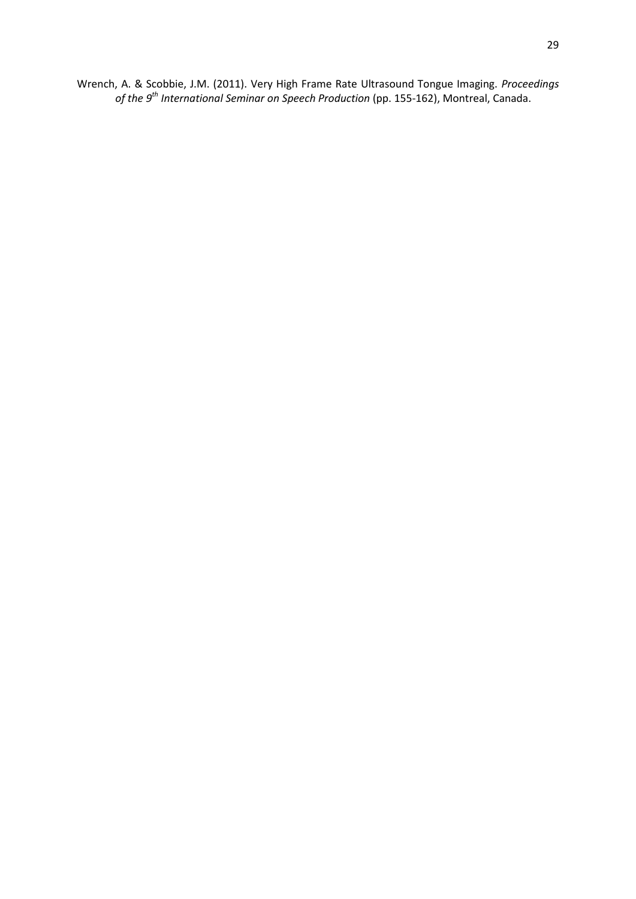Wrench, A. & Scobbie, J.M. (2011). Very High Frame Rate Ultrasound Tongue Imaging. *Proceedings of the 9th International Seminar on Speech Production* (pp. 155-162), Montreal, Canada.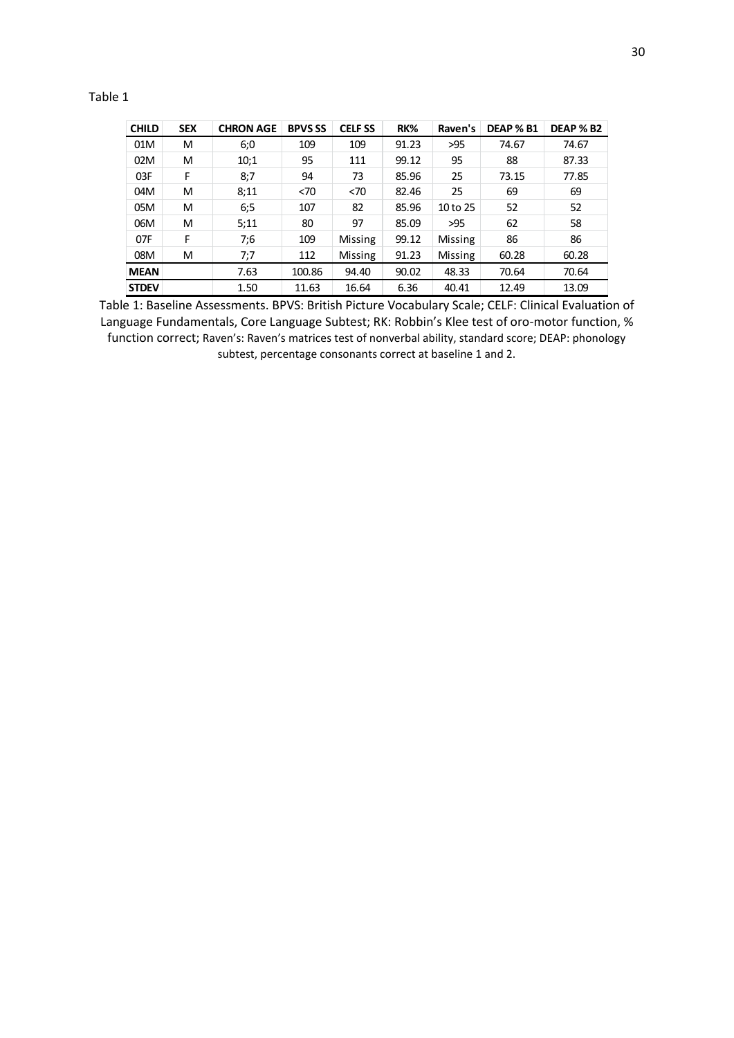Table 1

| CHILD | SEX | CHRON AGE | BPVS SS | CELF SS | RK% | Raven's | DEAP % B1 | DEAP % B2 |
|---|---|---|---|---|---|---|---|---|
| 01M | M | 6;0 | 109 | 109 | 91.23 | >95 | 74.67 | 74.67 |
| 02M | M | 10;1 | 95 | 111 | 99.12 | 95 | 88 | 87.33 |
| 03F | F | 8;7 | 94 | 73 | 85.96 | 25 | 73.15 | 77.85 |
| 04M | M | 8;11 | <70 | <70 | 82.46 | 25 | 69 | 69 |
| 05M | M | 6;5 | 107 | 82 | 85.96 | 10 to 25 | 52 | 52 |
| 06M | M | 5;11 | 80 | 97 | 85.09 | >95 | 62 | 58 |
| 07F | F | 7;6 | 109 | Missing | 99.12 | Missing | 86 | 86 |
| 08M | M | 7;7 | 112 | Missing | 91.23 | Missing | 60.28 | 60.28 |
| **MEAN** | | 7.63 | 100.86 | 94.40 | 90.02 | 48.33 | 70.64 | 70.64 |
| **STDEV** | | 1.50 | 11.63 | 16.64 | 6.36 | 40.41 | 12.49 | 13.09 |

Table 1: Baseline Assessments. BPVS: British Picture Vocabulary Scale; CELF: Clinical Evaluation of Language Fundamentals, Core Language Subtest; RK: Robbin's Klee test of oro-motor function, % function correct; Raven's: Raven's matrices test of nonverbal ability, standard score; DEAP: phonology subtest, percentage consonants correct at baseline 1 and 2.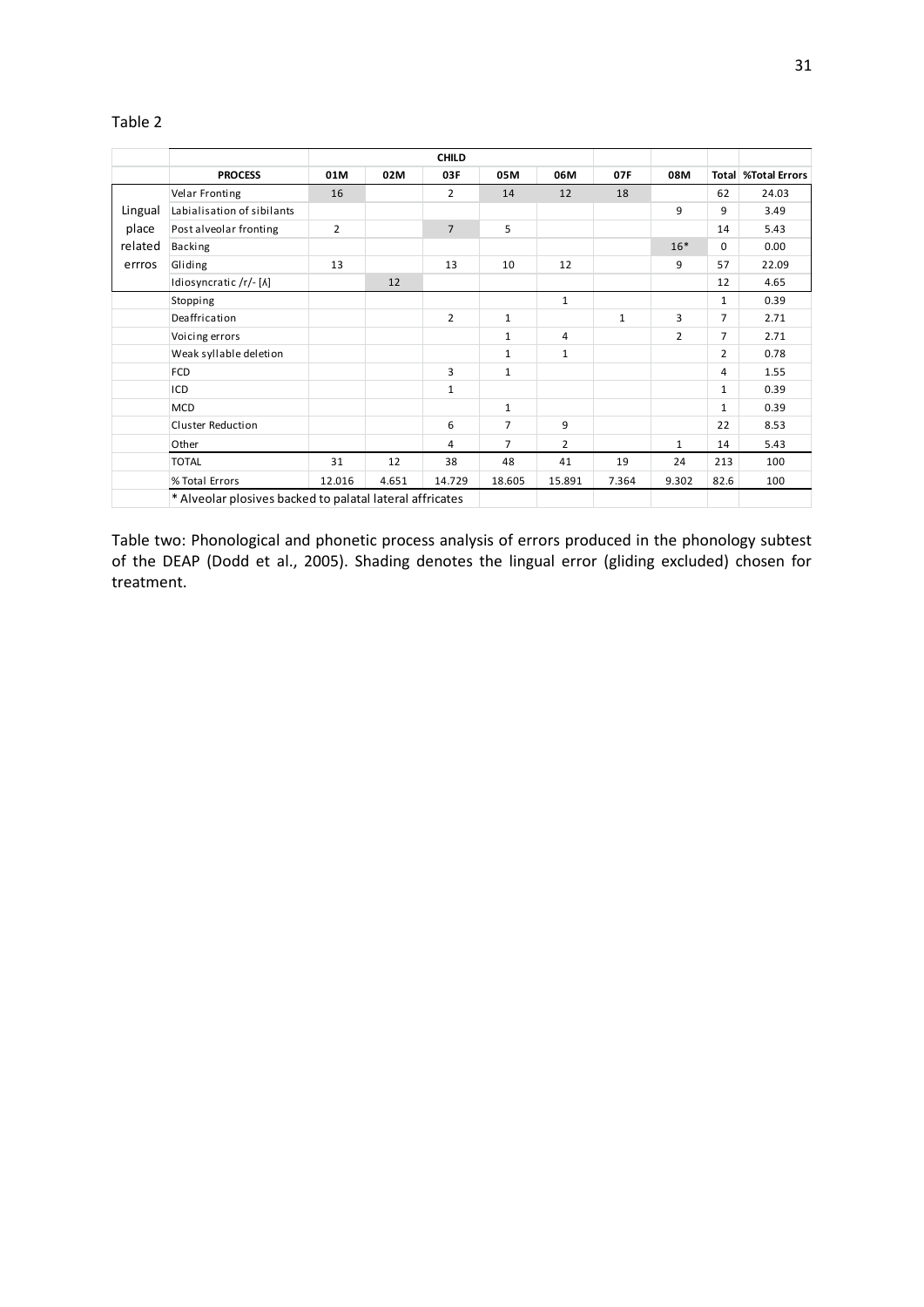Table 2

| | | CHILD | | | | | | | | |
|---|---|---|---|---|---|---|---|---|---|---|
| | **PROCESS** | **01M** | **02M** | **03F** | **05M** | **06M** | **07F** | **08M** | **Total** | **%Total Errors** |
| Lingual place related errros | Velar Fronting | 16 | | 2 | 14 | 12 | 18 | | 62 | 24.03 |
| | Labialisation of sibilants | | | | | | | 9 | 9 | 3.49 |
| | Post alveolar fronting | 2 | | 7 | 5 | | | | 14 | 5.43 |
| | Backing | | | | | | | 16* | 0 | 0.00 |
| | Gliding | 13 | | 13 | 10 | 12 | | 9 | 57 | 22.09 |
| | Idiosyncratic /r/- [ʎ] | | 12 | | | | | | 12 | 4.65 |
| | Stopping | | | | | 1 | | | 1 | 0.39 |
| | Deaffrication | | | 2 | 1 | | 1 | 3 | 7 | 2.71 |
| | Voicing errors | | | | 1 | 4 | | 2 | 7 | 2.71 |
| | Weak syllable deletion | | | | 1 | 1 | | | 2 | 0.78 |
| | FCD | | | 3 | 1 | | | | 4 | 1.55 |
| | ICD | | | 1 | | | | | 1 | 0.39 |
| | MCD | | | | 1 | | | | 1 | 0.39 |
| | Cluster Reduction | | | 6 | 7 | 9 | | | 22 | 8.53 |
| | Other | | | 4 | 7 | 2 | | 1 | 14 | 5.43 |
| | TOTAL | 31 | 12 | 38 | 48 | 41 | 19 | 24 | 213 | 100 |
| | % Total Errors | 12.016 | 4.651 | 14.729 | 18.605 | 15.891 | 7.364 | 9.302 | 82.6 | 100 |
| | * Alveolar plosives backed to palatal lateral affricates | | | | | | | | | |

Table two: Phonological and phonetic process analysis of errors produced in the phonology subtest of the DEAP (Dodd et al., 2005). Shading denotes the lingual error (gliding excluded) chosen for treatment.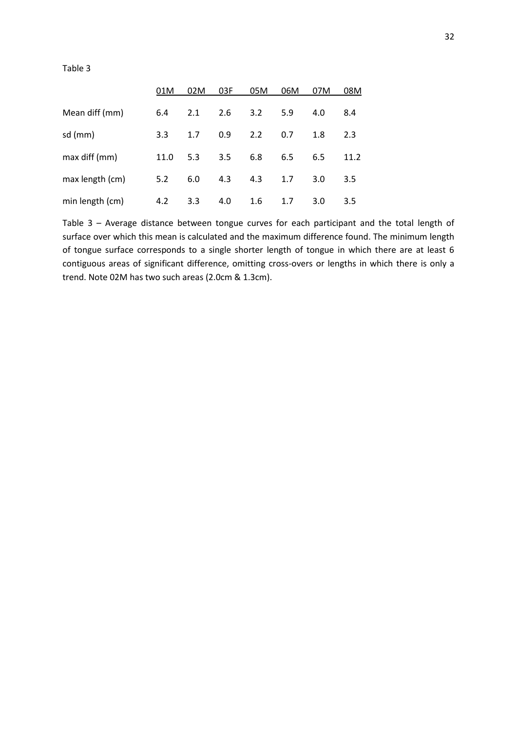Table 3

| | 01M | 02M | 03F | 05M | 06M | 07M | 08M |
|---|---|---|---|---|---|---|---|
| Mean diff (mm) | 6.4 | 2.1 | 2.6 | 3.2 | 5.9 | 4.0 | 8.4 |
| sd (mm) | 3.3 | 1.7 | 0.9 | 2.2 | 0.7 | 1.8 | 2.3 |
| max diff (mm) | 11.0 | 5.3 | 3.5 | 6.8 | 6.5 | 6.5 | 11.2 |
| max length (cm) | 5.2 | 6.0 | 4.3 | 4.3 | 1.7 | 3.0 | 3.5 |
| min length (cm) | 4.2 | 3.3 | 4.0 | 1.6 | 1.7 | 3.0 | 3.5 |

Table 3 – Average distance between tongue curves for each participant and the total length of surface over which this mean is calculated and the maximum difference found. The minimum length of tongue surface corresponds to a single shorter length of tongue in which there are at least 6 contiguous areas of significant difference, omitting cross-overs or lengths in which there is only a trend. Note 02M has two such areas (2.0cm & 1.3cm).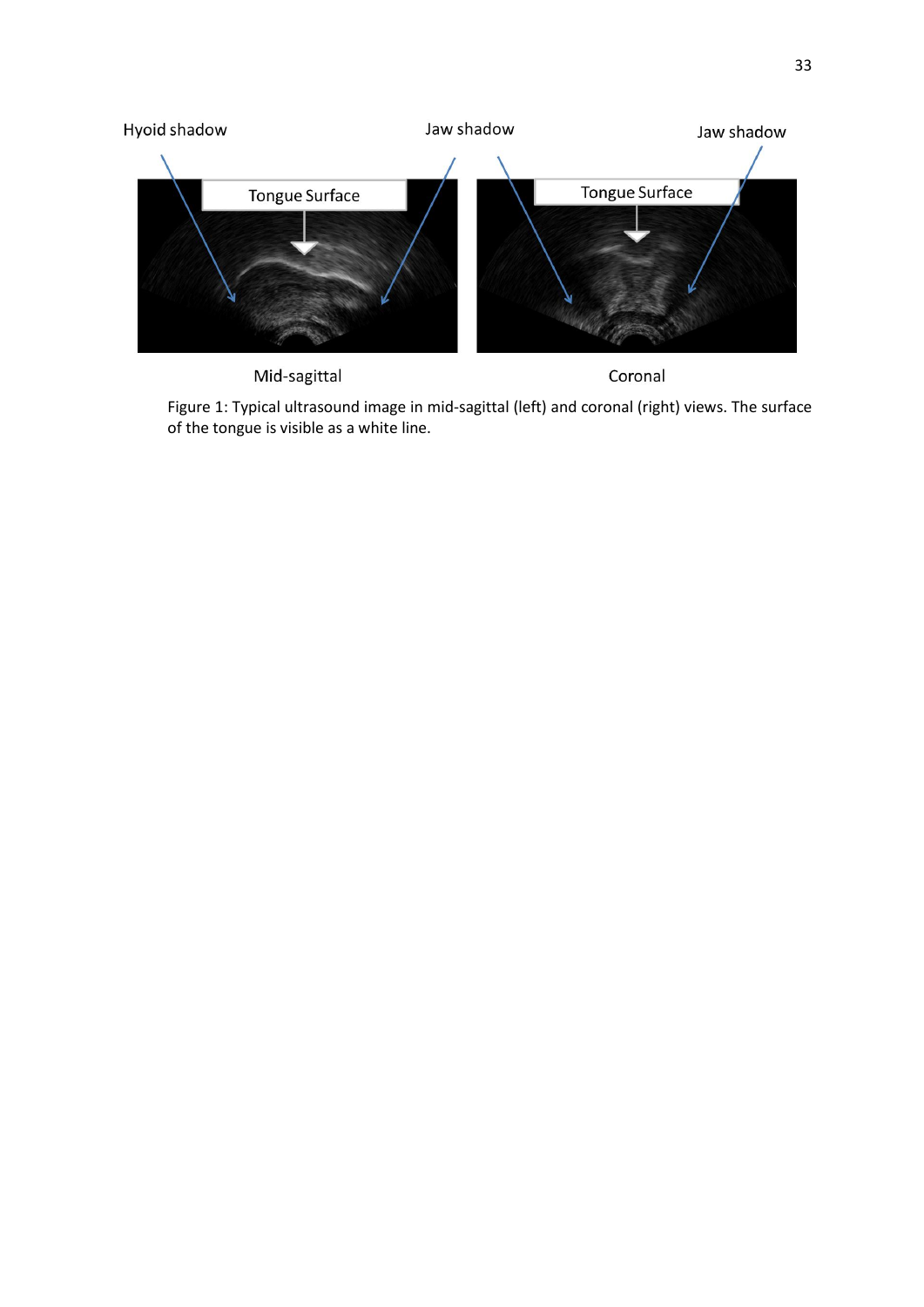Figure 1: Typical ultrasound image in mid-sagittal (left) and coronal (right) views. The surface of the tongue is visible as a white line.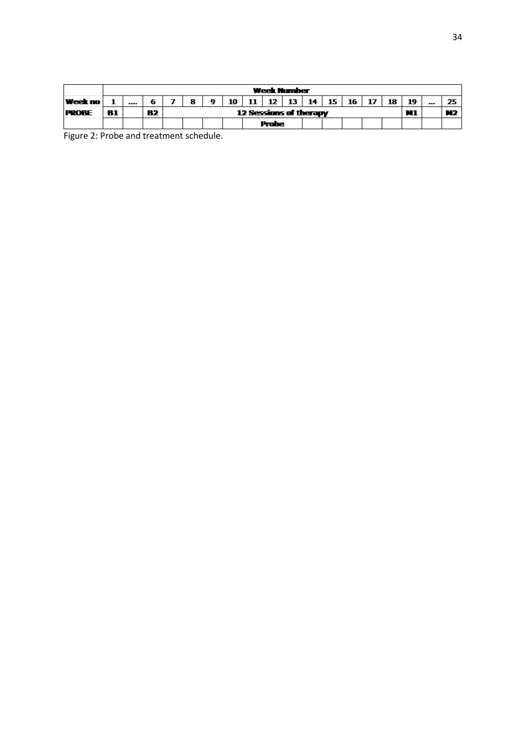| | Week Number | | | | | | | | | | | | | | | | | |
|---|---|---|---|---|---|---|---|---|---|---|---|---|---|---|---|---|---|---|
| Week no | 1 | .... | 6 | 7 | 8 | 9 | 10 | 11 | 12 | 13 | 14 | 15 | 16 | 17 | 18 | 19 | ... | 25 |
| PROBE | B1 | | B2 | 12 Sessions of therapy | | | | | | | | | | | | M1 | | M2 |
| | | | | | | | | Probe | | | | | | | | | | |

Figure 2: Probe and treatment schedule.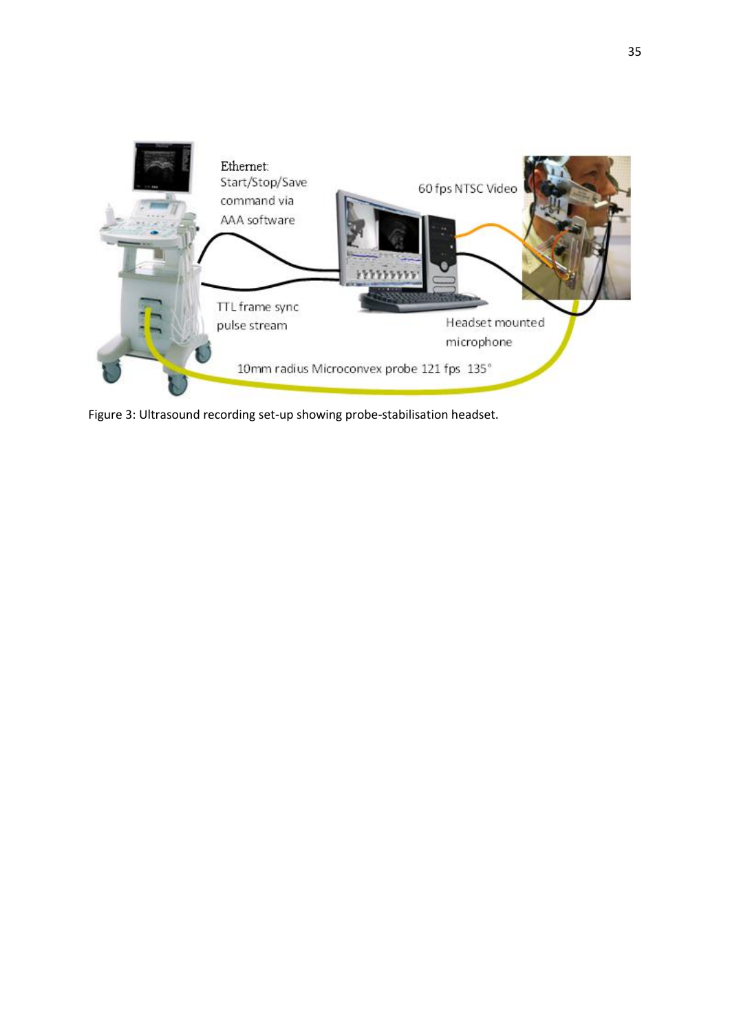Figure 3: Ultrasound recording set-up showing probe-stabilisation headset.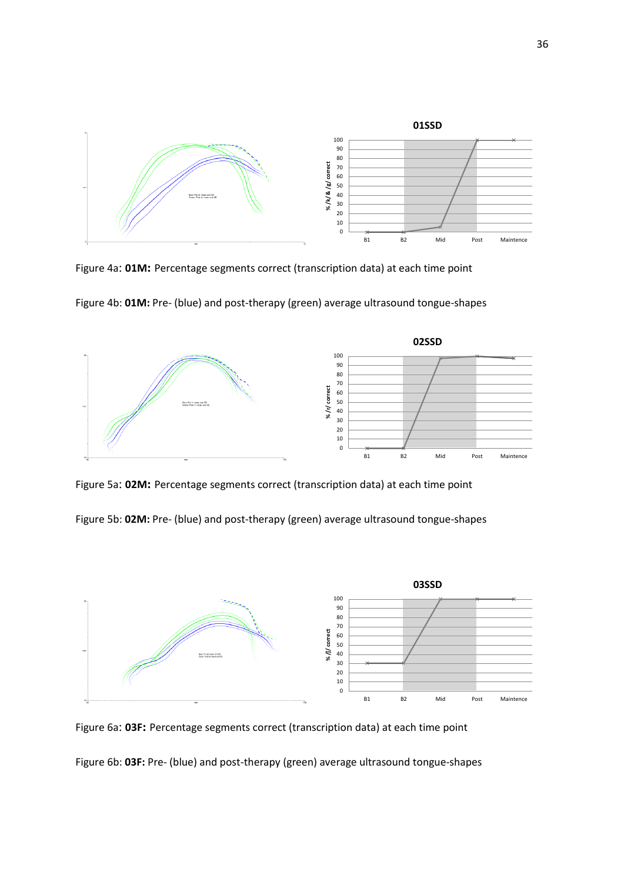Figure 4a: **01M:** Percentage segments correct (transcription data) at each time point

Figure 4b: **01M:** Pre- (blue) and post-therapy (green) average ultrasound tongue-shapes

Figure 5a: **02M:** Percentage segments correct (transcription data) at each time point

Figure 5b: **02M:** Pre- (blue) and post-therapy (green) average ultrasound tongue-shapes

Figure 6a: **03F:** Percentage segments correct (transcription data) at each time point

Figure 6b: **03F:** Pre- (blue) and post-therapy (green) average ultrasound tongue-shapes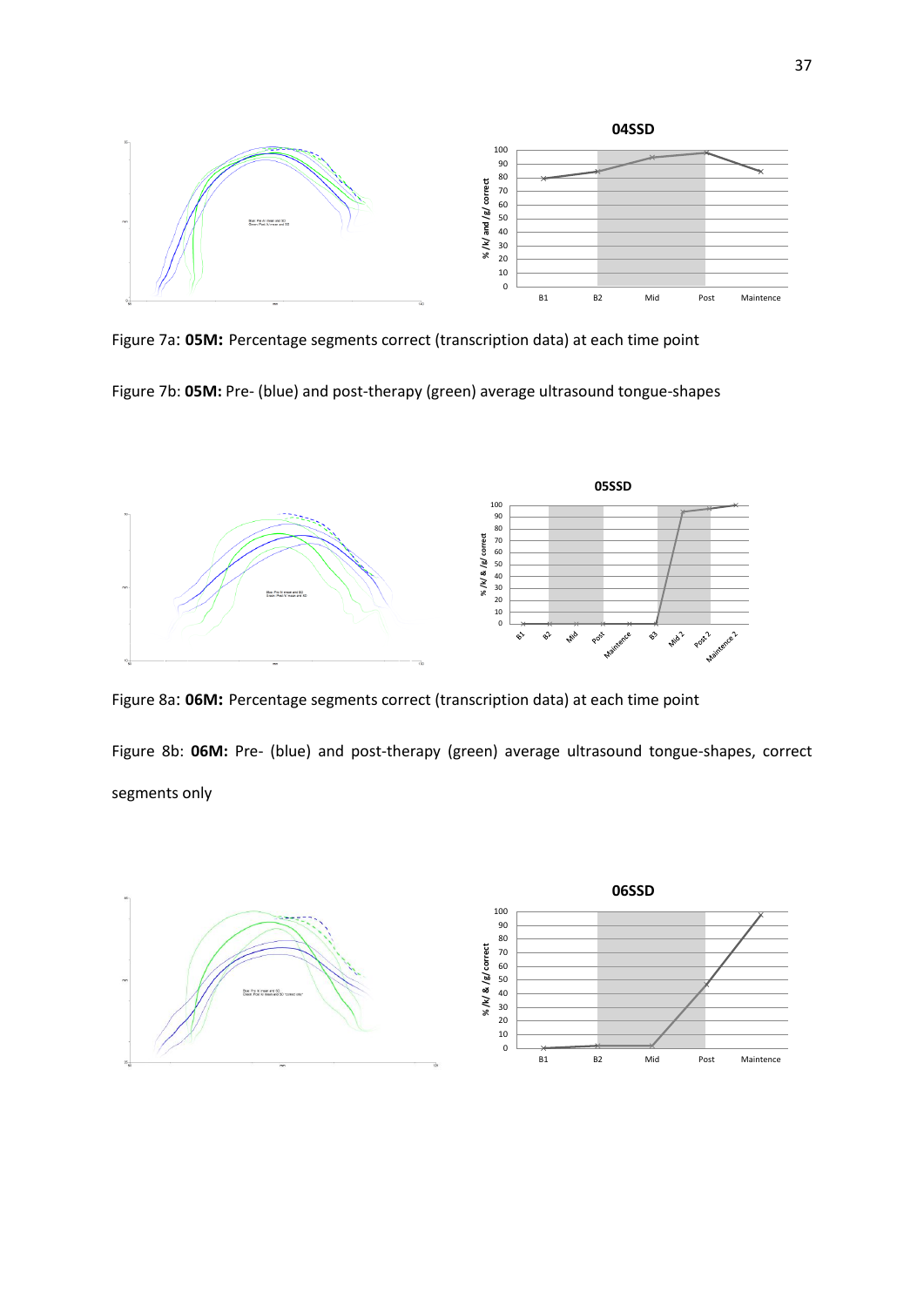Figure 7a: **05M:** Percentage segments correct (transcription data) at each time point

Figure 7b: **05M:** Pre- (blue) and post-therapy (green) average ultrasound tongue-shapes

Figure 8a: **06M:** Percentage segments correct (transcription data) at each time point

Figure 8b: **06M:** Pre- (blue) and post-therapy (green) average ultrasound tongue-shapes, correct segments only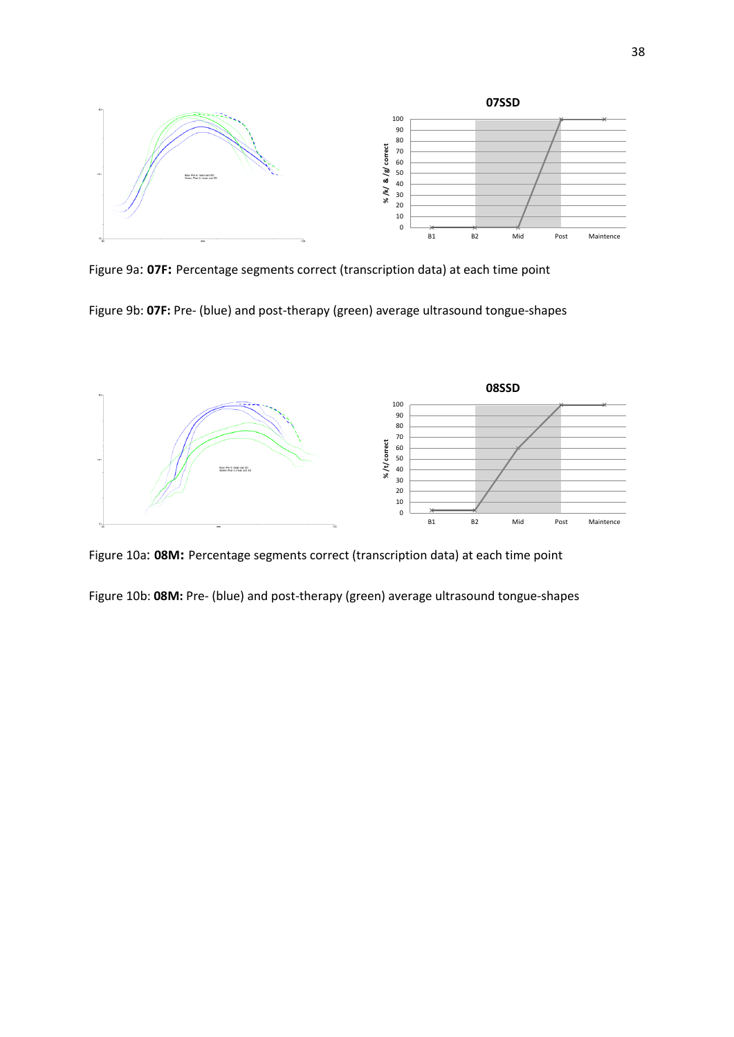07SSD

100
90
80
70
60
50
40
30
20
10
0

% /k/ & /g/ correct

B1
B2
Mid
Post
Maintence

Figure 9a: **07F:** Percentage segments correct (transcription data) at each time point

Figure 9b: **07F:** Pre- (blue) and post-therapy (green) average ultrasound tongue-shapes

08SSD

100
90
80
70
60
50
40
30
20
10
0

% /t/ correct

B1
B2
Mid
Post
Maintence

Figure 10a: **08M:** Percentage segments correct (transcription data) at each time point

Figure 10b: **08M:** Pre- (blue) and post-therapy (green) average ultrasound tongue-shapes